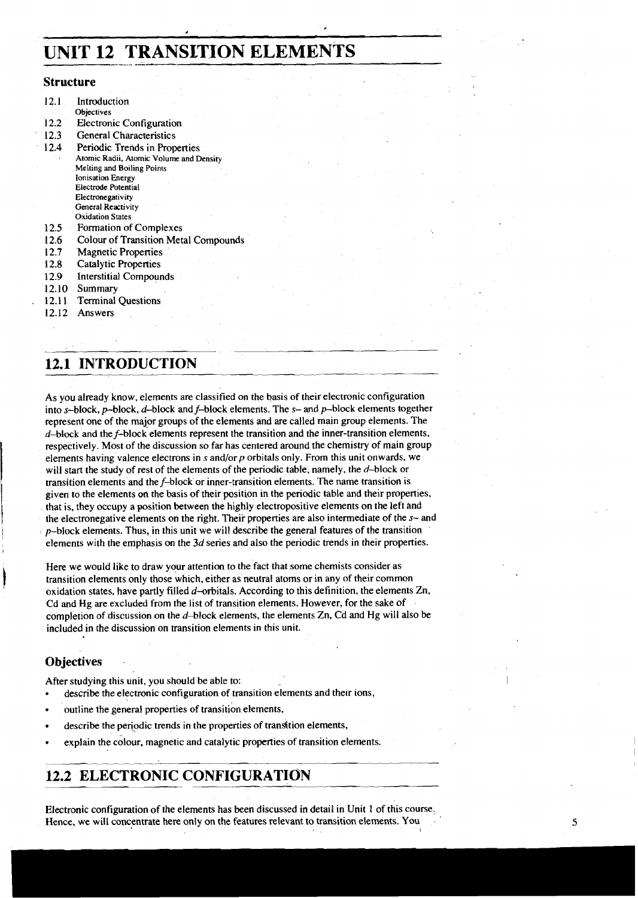# UNIT 12 TRANSITION ELEMENTS

### Structure

12.1 Introduction
  Objectives
12.2 Electronic Configuration
12.3 General Characteristics
12.4 Periodic Trends in Properties
  Atomic Radii, Atomic Volume and Density
  Melting and Boiling Points
  Ionisation Energy
  Electrode Potential
  Electronegativity
  General Reactivity
  Oxidation States
12.5 Formation of Complexes
12.6 Colour of Transition Metal Compounds
12.7 Magnetic Properties
12.8 Catalytic Properties
12.9 Interstitial Compounds
12.10 Summary
12.11 Terminal Questions
12.12 Answers

## 12.1 INTRODUCTION

As you already know, elements are classified on the basis of their electronic configuration into *s*–block, *p*–block, *d*–block and *f*–block elements. The *s*– and *p*–block elements together represent one of the major groups of the elements and are called main group elements. The *d*–block and the *f*–block elements represent the transition and the inner-transition elements, respectively. Most of the discussion so far has centered around the chemistry of main group elements having valence electrons in *s* and/or *p* orbitals only. From this unit onwards, we will start the study of rest of the elements of the periodic table, namely, the *d*–block or transition elements and the *f*–block or inner-transition elements. The name transition is given to the elements on the basis of their position in the periodic table and their properties, that is, they occupy a position between the highly electropositive elements on the left and the electronegative elements on the right. Their properties are also intermediate of the *s*– and *p*–block elements. Thus, in this unit we will describe the general features of the transition elements with the emphasis on the 3*d* series and also the periodic trends in their properties.

Here we would like to draw your attention to the fact that some chemists consider as transition elements only those which, either as neutral atoms or in any of their common oxidation states, have partly filled *d*–orbitals. According to this definition, the elements Zn, Cd and Hg are excluded from the list of transition elements. However, for the sake of completion of discussion on the *d*–block elements, the elements Zn, Cd and Hg will also be included in the discussion on transition elements in this unit.

### Objectives

After studying this unit, you should be able to:

- describe the electronic configuration of transition elements and their ions,
- outline the general properties of transition elements,
- describe the periodic trends in the properties of transition elements,
- explain the colour, magnetic and catalytic properties of transition elements.

## 12.2 ELECTRONIC CONFIGURATION

Electronic configuration of the elements has been discussed in detail in Unit 1 of this course. Hence, we will concentrate here only on the features relevant to transition elements. You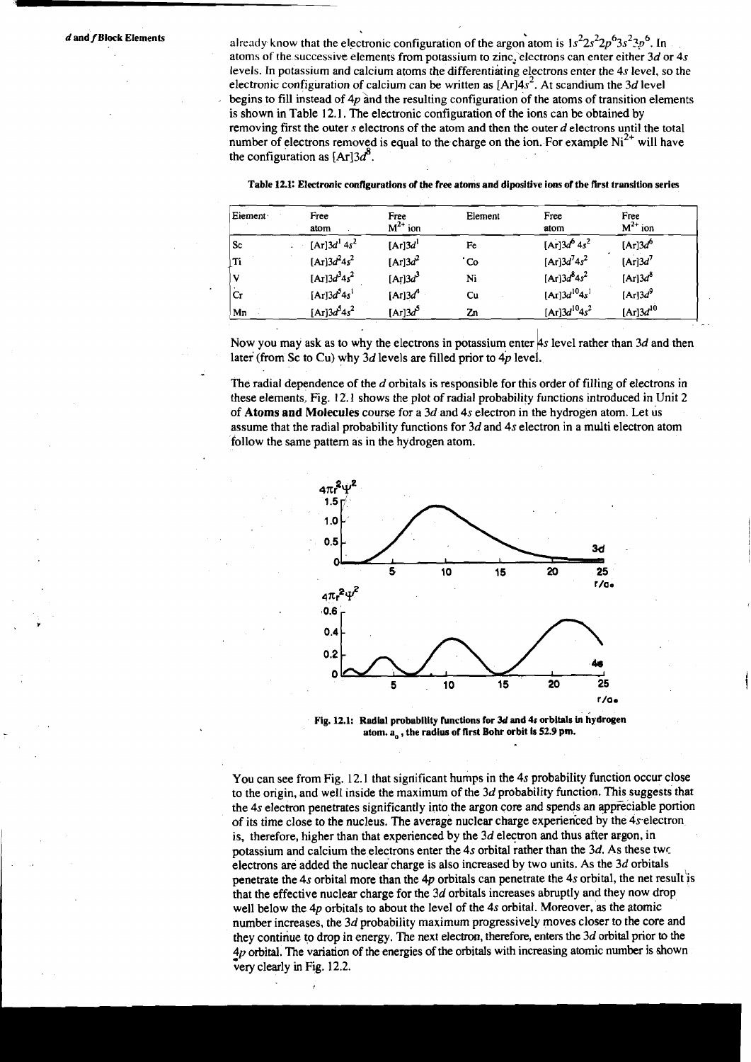already know that the electronic configuration of the argon atom is $1s^2 2s^2 2p^6 3s^2 3p^6$. In atoms of the successive elements from potassium to zinc, electrons can enter either $3d$ or $4s$ levels. In potassium and calcium atoms the differentiating electrons enter the $4s$ level, so the electronic configuration of calcium can be written as $[Ar]4s^2$. At scandium the $3d$ level begins to fill instead of $4p$ and the resulting configuration of the atoms of transition elements is shown in Table 12.1. The electronic configuration of the ions can be obtained by removing first the outer $s$ electrons of the atom and then the outer $d$ electrons until the total number of electrons removed is equal to the charge on the ion. For example $Ni^{2+}$ will have the configuration as $[Ar]3d^8$.

**Table 12.1: Electronic configurations of the free atoms and dipositive ions of the first transition series**

| Element | Free atom | Free $M^{2+}$ ion | Element | Free atom | Free $M^{2+}$ ion |
|---|---|---|---|---|---|
| Sc | $[Ar]3d^1 4s^2$ | $[Ar]3d^1$ | Fe | $[Ar]3d^6 4s^2$ | $[Ar]3d^6$ |
| Ti | $[Ar]3d^2 4s^2$ | $[Ar]3d^2$ | Co | $[Ar]3d^7 4s^2$ | $[Ar]3d^7$ |
| V | $[Ar]3d^3 4s^2$ | $[Ar]3d^3$ | Ni | $[Ar]3d^8 4s^2$ | $[Ar]3d^8$ |
| Cr | $[Ar]3d^5 4s^1$ | $[Ar]3d^4$ | Cu | $[Ar]3d^{10} 4s^1$ | $[Ar]3d^9$ |
| Mn | $[Ar]3d^5 4s^2$ | $[Ar]3d^5$ | Zn | $[Ar]3d^{10} 4s^2$ | $[Ar]3d^{10}$ |

Now you may ask as to why the electrons in potassium enter $4s$ level rather than $3d$ and then later (from Sc to Cu) why $3d$ levels are filled prior to $4p$ level.

The radial dependence of the $d$ orbitals is responsible for this order of filling of electrons in these elements. Fig. 12.1 shows the plot of radial probability functions introduced in Unit 2 of **Atoms and Molecules** course for a $3d$ and $4s$ electron in the hydrogen atom. Let us assume that the radial probability functions for $3d$ and $4s$ electron in a multi electron atom follow the same pattern as in the hydrogen atom.

**Fig. 12.1: Radial probability functions for 3d and 4s orbitals in hydrogen atom. $a_0$, the radius of first Bohr orbit is 52.9 pm.**

You can see from Fig. 12.1 that significant humps in the $4s$ probability function occur close to the origin, and well inside the maximum of the $3d$ probability function. This suggests that the $4s$ electron penetrates significantly into the argon core and spends an appreciable portion of its time close to the nucleus. The average nuclear charge experienced by the $4s$ electron is, therefore, higher than that experienced by the $3d$ electron and thus after argon, in potassium and calcium the electrons enter the $4s$ orbital rather than the $3d$. As these two electrons are added the nuclear charge is also increased by two units. As the $3d$ orbitals penetrate the $4s$ orbital more than the $4p$ orbitals can penetrate the $4s$ orbital, the net result is that the effective nuclear charge for the $3d$ orbitals increases abruptly and they now drop well below the $4p$ orbitals to about the level of the $4s$ orbital. Moreover, as the atomic number increases, the $3d$ probability maximum progressively moves closer to the core and they continue to drop in energy. The next electron, therefore, enters the $3d$ orbital prior to the $4p$ orbital. The variation of the energies of the orbitals with increasing atomic number is shown very clearly in Fig. 12.2.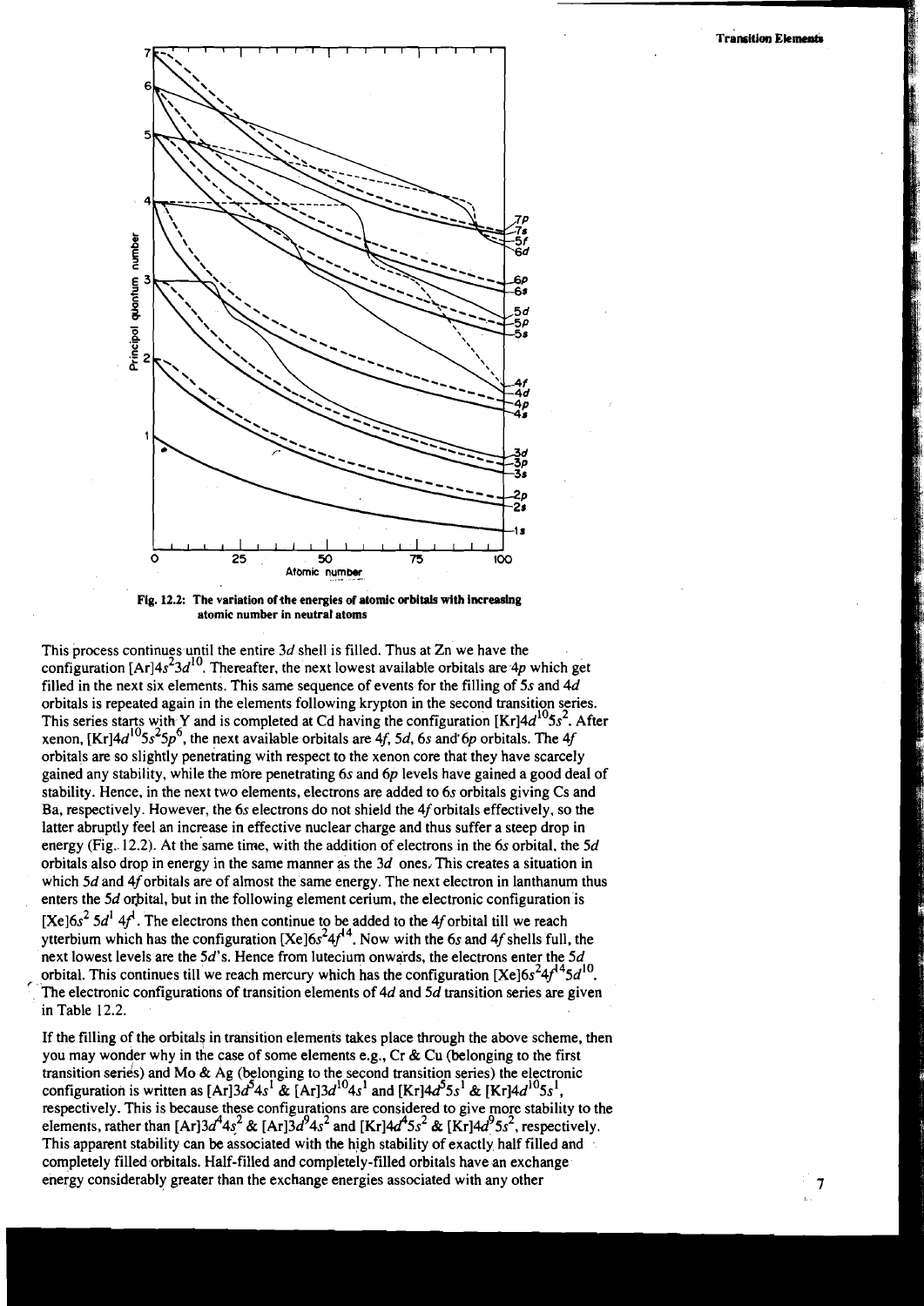Fig. 12.2: The variation of the energies of atomic orbitals with increasing atomic number in neutral atoms

This process continues until the entire $3d$ shell is filled. Thus at Zn we have the configuration $[Ar]4s^2 3d^{10}$. Thereafter, the next lowest available orbitals are $4p$ which get filled in the next six elements. This same sequence of events for the filling of $5s$ and $4d$ orbitals is repeated again in the elements following krypton in the second transition series. This series starts with Y and is completed at Cd having the configuration $[Kr]4d^{10}5s^2$. After xenon, $[Kr]4d^{10}5s^2 5p^6$, the next available orbitals are $4f$, $5d$, $6s$ and $6p$ orbitals. The $4f$ orbitals are so slightly penetrating with respect to the xenon core that they have scarcely gained any stability, while the more penetrating $6s$ and $6p$ levels have gained a good deal of stability. Hence, in the next two elements, electrons are added to $6s$ orbitals giving Cs and Ba, respectively. However, the $6s$ electrons do not shield the $4f$ orbitals effectively, so the latter abruptly feel an increase in effective nuclear charge and thus suffer a steep drop in energy (Fig. 12.2). At the same time, with the addition of electrons in the $6s$ orbital, the $5d$ orbitals also drop in energy in the same manner as the $3d$ ones. This creates a situation in which $5d$ and $4f$ orbitals are of almost the same energy. The next electron in lanthanum thus enters the $5d$ orbital, but in the following element cerium, the electronic configuration is $[Xe]6s^2 5d^1 4f^1$. The electrons then continue to be added to the $4f$ orbital till we reach ytterbium which has the configuration $[Xe]6s^2 4f^{14}$. Now with the $6s$ and $4f$ shells full, the next lowest levels are the $5d$'s. Hence from lutecium onwards, the electrons enter the $5d$ orbital. This continues till we reach mercury which has the configuration $[Xe]6s^2 4f^{14} 5d^{10}$. The electronic configurations of transition elements of $4d$ and $5d$ transition series are given in Table 12.2.

If the filling of the orbitals in transition elements takes place through the above scheme, then you may wonder why in the case of some elements e.g., Cr & Cu (belonging to the first transition series) and Mo & Ag (belonging to the second transition series) the electronic configuration is written as $[Ar]3d^5 4s^1$ & $[Ar]3d^{10}4s^1$ and $[Kr]4d^5 5s^1$ & $[Kr]4d^{10}5s^1$, respectively. This is because these configurations are considered to give more stability to the elements, rather than $[Ar]3d^4 4s^2$ & $[Ar]3d^9 4s^2$ and $[Kr]4d^4 5s^2$ & $[Kr]4d^9 5s^2$, respectively. This apparent stability can be associated with the high stability of exactly half filled and completely filled orbitals. Half-filled and completely-filled orbitals have an exchange energy considerably greater than the exchange energies associated with any other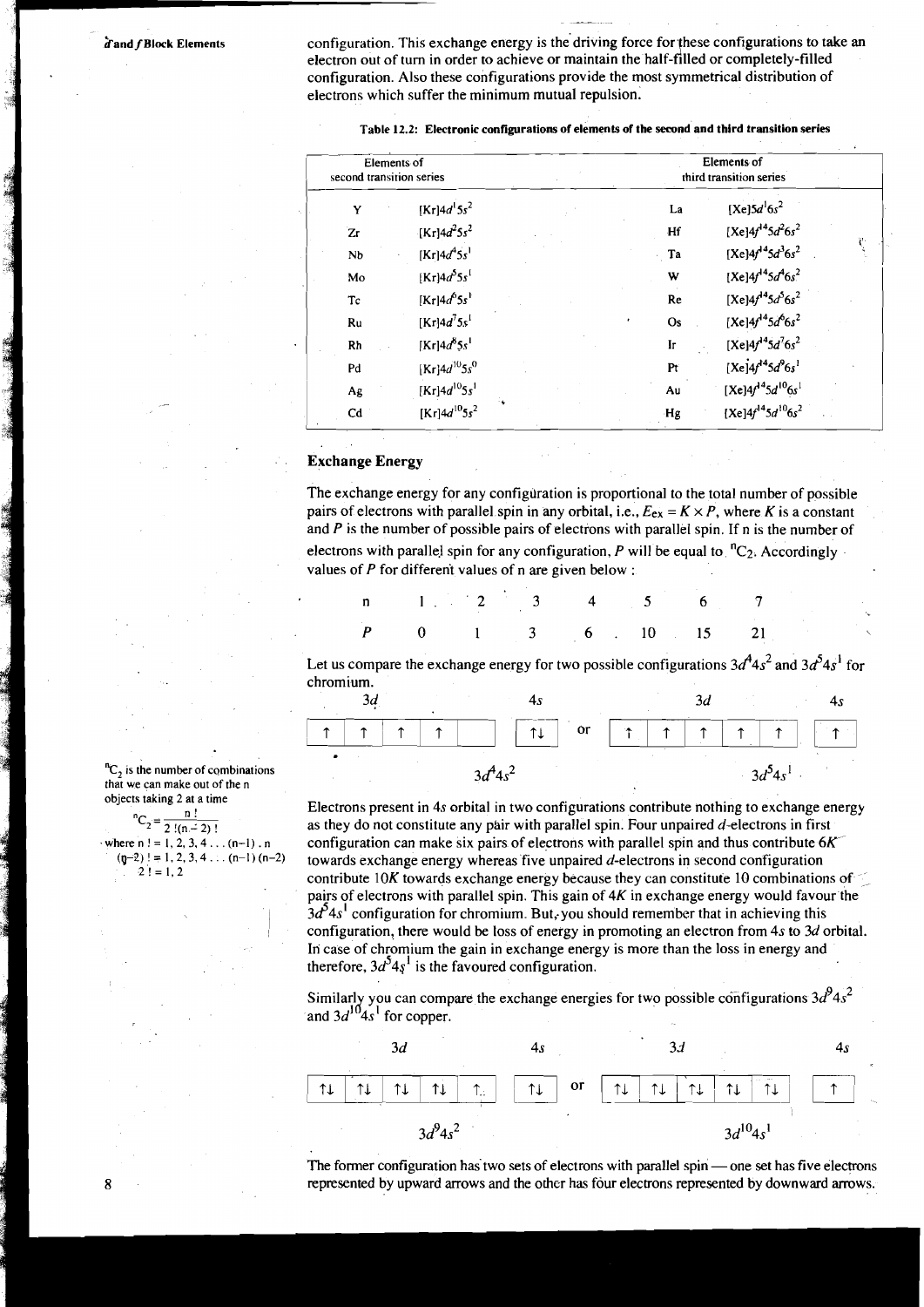configuration. This exchange energy is the driving force for these configurations to take an electron out of turn in order to achieve or maintain the half-filled or completely-filled configuration. Also these configurations provide the most symmetrical distribution of electrons which suffer the minimum mutual repulsion.

**Table 12.2: Electronic configurations of elements of the second and third transition series**

| Elements of second transition series | | Elements of third transition series | |
|---|---|---|---|
| Y | $[Kr]4d^1 5s^2$ | La | $[Xe]5d^1 6s^2$ |
| Zr | $[Kr]4d^2 5s^2$ | Hf | $[Xe]4f^{14}5d^2 6s^2$ |
| Nb | $[Kr]4d^4 5s^1$ | Ta | $[Xe]4f^{14}5d^3 6s^2$ |
| Mo | $[Kr]4d^5 5s^1$ | W | $[Xe]4f^{14}5d^4 6s^2$ |
| Tc | $[Kr]4d^6 5s^1$ | Re | $[Xe]4f^{14}5d^5 6s^2$ |
| Ru | $[Kr]4d^7 5s^1$ | Os | $[Xe]4f^{14}5d^6 6s^2$ |
| Rh | $[Kr]4d^8 5s^1$ | Ir | $[Xe]4f^{14}5d^7 6s^2$ |
| Pd | $[Kr]4d^{10} 5s^0$ | Pt | $[Xe]4f^{14}5d^9 6s^1$ |
| Ag | $[Kr]4d^{10} 5s^1$ | Au | $[Xe]4f^{14}5d^{10} 6s^1$ |
| Cd | $[Kr]4d^{10} 5s^2$ | Hg | $[Xe]4f^{14}5d^{10} 6s^2$ |

## Exchange Energy

The exchange energy for any configuration is proportional to the total number of possible pairs of electrons with parallel spin in any orbital, i.e., $E_{ex} = K \times P$, where $K$ is a constant and $P$ is the number of possible pairs of electrons with parallel spin. If n is the number of electrons with parallel spin for any configuration, $P$ will be equal to $^nC_2$. Accordingly values of $P$ for different values of n are given below :

| n | 1 | 2 | 3 | 4 | 5 | 6 | 7 |
|---|---|---|---|---|---|---|---|
| $P$ | 0 | 1 | 3 | 6 | 10 | 15 | 21 |

$^nC_2$ is the number of combinations that we can make out of the n objects taking 2 at a time

$$^nC_2 = \frac{n!}{2!(n-2)!}$$

where $n! = 1, 2, 3, 4 \ldots (n-1) \cdot n$
$(n-2)! = 1, 2, 3, 4 \ldots (n-1)(n-2)$
$2! = 1, 2$

Let us compare the exchange energy for two possible configurations $3d^4 4s^2$ and $3d^5 4s^1$ for chromium.

| 3d | | | | | 4s | | 3d | | | | | 4s |
|---|---|---|---|---|---|---|---|---|---|---|---|---|
| ↑ | ↑ | ↑ | ↑ | | ↑↓ | or | ↑ | ↑ | ↑ | ↑ | ↑ | ↑ |

$3d^4 4s^2$ $\qquad\qquad$ $3d^5 4s^1$

Electrons present in 4*s* orbital in two configurations contribute nothing to exchange energy as they do not constitute any pair with parallel spin. Four unpaired *d*-electrons in first configuration can make six pairs of electrons with parallel spin and thus contribute $6K$ towards exchange energy whereas five unpaired *d*-electrons in second configuration contribute $10K$ towards exchange energy because they can constitute 10 combinations of pairs of electrons with parallel spin. This gain of $4K$ in exchange energy would favour the $3d^5 4s^1$ configuration for chromium. But, you should remember that in achieving this configuration, there would be loss of energy in promoting an electron from 4*s* to 3*d* orbital. In case of chromium the gain in exchange energy is more than the loss in energy and therefore, $3d^5 4s^1$ is the favoured configuration.

Similarly you can compare the exchange energies for two possible configurations $3d^9 4s^2$ and $3d^{10} 4s^1$ for copper.

| 3d | | | | | 4s | | 3d | | | | | 4s |
|---|---|---|---|---|---|---|---|---|---|---|---|---|
| ↑↓ | ↑↓ | ↑↓ | ↑↓ | ↑ | ↑↓ | or | ↑↓ | ↑↓ | ↑↓ | ↑↓ | ↑↓ | ↑ |

$3d^9 4s^2$ $\qquad\qquad$ $3d^{10} 4s^1$

The former configuration has two sets of electrons with parallel spin — one set has five electrons represented by upward arrows and the other has four electrons represented by downward arrows.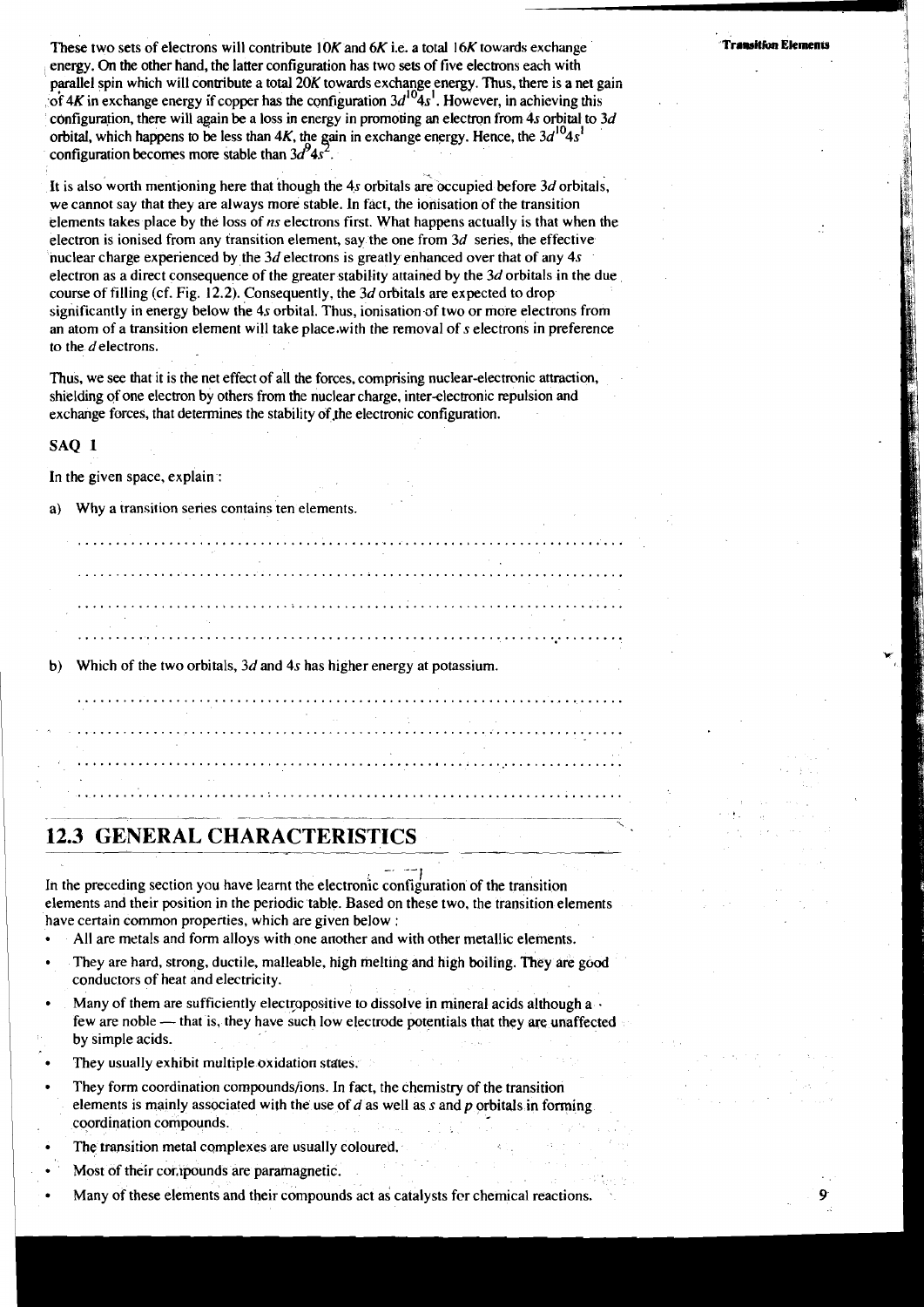These two sets of electrons will contribute $10K$ and $6K$ i.e. a total $16K$ towards exchange energy. On the other hand, the latter configuration has two sets of five electrons each with parallel spin which will contribute a total $20K$ towards exchange energy. Thus, there is a net gain of $4K$ in exchange energy if copper has the configuration $3d^{10}4s^1$. However, in achieving this configuration, there will again be a loss in energy in promoting an electron from $4s$ orbital to $3d$ orbital, which happens to be less than $4K$, the gain in exchange energy. Hence, the $3d^{10}4s^1$ configuration becomes more stable than $3d^9 4s^2$.

It is also worth mentioning here that though the $4s$ orbitals are occupied before $3d$ orbitals, we cannot say that they are always more stable. In fact, the ionisation of the transition elements takes place by the loss of $ns$ electrons first. What happens actually is that when the electron is ionised from any transition element, say the one from $3d$ series, the effective nuclear charge experienced by the $3d$ electrons is greatly enhanced over that of any $4s$ electron as a direct consequence of the greater stability attained by the $3d$ orbitals in the due course of filling (cf. Fig. 12.2). Consequently, the $3d$ orbitals are expected to drop significantly in energy below the $4s$ orbital. Thus, ionisation of two or more electrons from an atom of a transition element will take place with the removal of $s$ electrons in preference to the $d$ electrons.

Thus, we see that it is the net effect of all the forces, comprising nuclear-electronic attraction, shielding of one electron by others from the nuclear charge, inter-electronic repulsion and exchange forces, that determines the stability of the electronic configuration.

### SAQ 1

In the given space, explain :

a) Why a transition series contains ten elements.

..........................................................................

..........................................................................

..........................................................................

..........................................................................

b) Which of the two orbitals, $3d$ and $4s$ has higher energy at potassium.

..........................................................................

..........................................................................

..........................................................................

..........................................................................

## 12.3 GENERAL CHARACTERISTICS

In the preceding section you have learnt the electronic configuration of the transition elements and their position in the periodic table. Based on these two, the transition elements have certain common properties, which are given below :

- All are metals and form alloys with one another and with other metallic elements.
- They are hard, strong, ductile, malleable, high melting and high boiling. They are good conductors of heat and electricity.
- Many of them are sufficiently electropositive to dissolve in mineral acids although a few are noble — that is, they have such low electrode potentials that they are unaffected by simple acids.
- They usually exhibit multiple oxidation states.
- They form coordination compounds/ions. In fact, the chemistry of the transition elements is mainly associated with the use of $d$ as well as $s$ and $p$ orbitals in forming coordination compounds.
- The transition metal complexes are usually coloured.
- Most of their compounds are paramagnetic.
- Many of these elements and their compounds act as catalysts for chemical reactions.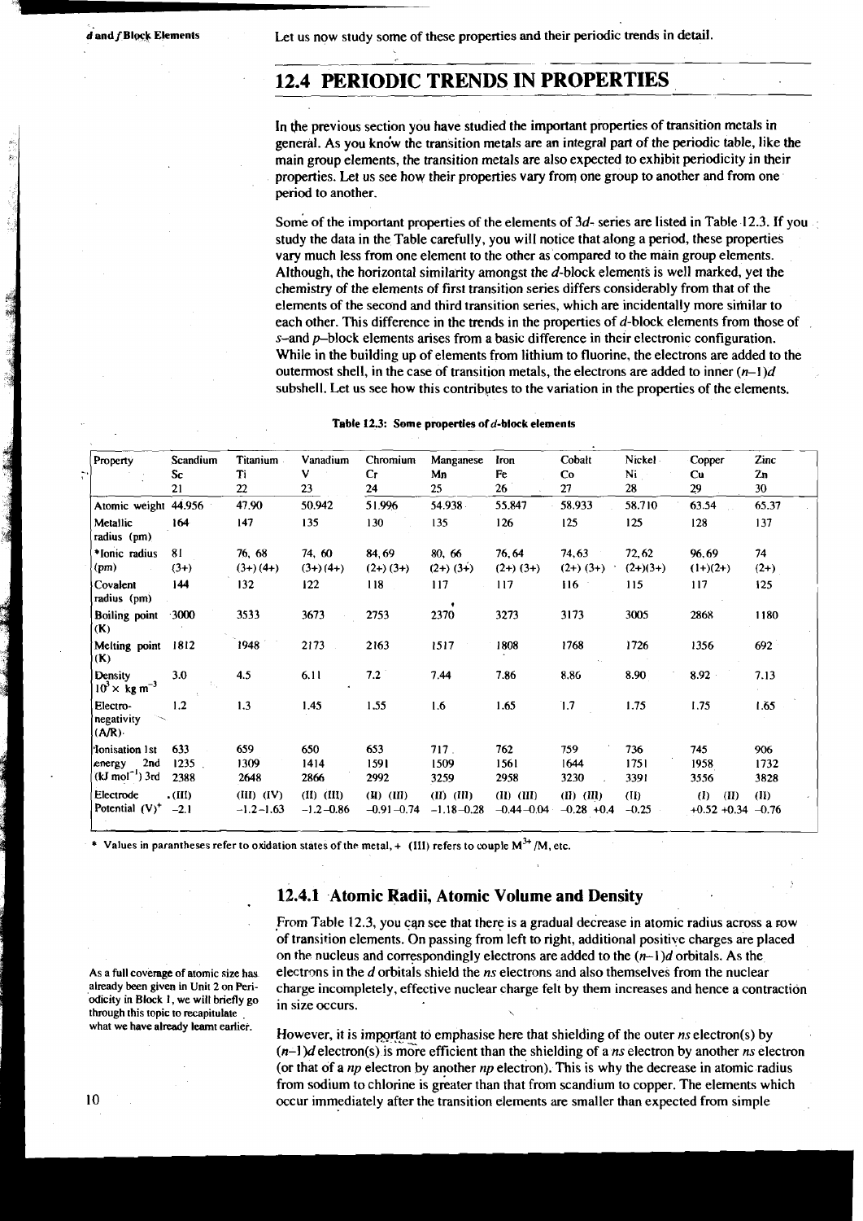Let us now study some of these properties and their periodic trends in detail.

## 12.4 PERIODIC TRENDS IN PROPERTIES

In the previous section you have studied the important properties of transition metals in general. As you know the transition metals are an integral part of the periodic table, like the main group elements, the transition metals are also expected to exhibit periodicity in their properties. Let us see how their properties vary from one group to another and from one period to another.

Some of the important properties of the elements of 3*d*- series are listed in Table 12.3. If you study the data in the Table carefully, you will notice that along a period, these properties vary much less from one element to the other as compared to the main group elements. Although, the horizontal similarity amongst the *d*-block elements is well marked, yet the chemistry of the elements of first transition series differs considerably from that of the elements of the second and third transition series, which are incidentally more similar to each other. This difference in the trends in the properties of *d*-block elements from those of *s*–and *p*–block elements arises from a basic difference in their electronic configuration. While in the building up of elements from lithium to fluorine, the electrons are added to the outermost shell, in the case of transition metals, the electrons are added to inner $(n-1)d$ subshell. Let us see how this contributes to the variation in the properties of the elements.

**Table 12.3: Some properties of *d*-block elements**

| Property | Scandium Sc 21 | Titanium Ti 22 | Vanadium V 23 | Chromium Cr 24 | Manganese Mn 25 | Iron Fe 26 | Cobalt Co 27 | Nickel Ni 28 | Copper Cu 29 | Zinc Zn 30 |
|---|---|---|---|---|---|---|---|---|---|---|
| Atomic weight | 44.956 | 47.90 | 50.942 | 51.996 | 54.938 | 55.847 | 58.933 | 58.710 | 63.54 | 65.37 |
| Metallic radius (pm) | 164 | 147 | 135 | 130 | 135 | 126 | 125 | 125 | 128 | 137 |
| *Ionic radius (pm) | 81 (3+) | 76, 68 (3+) (4+) | 74, 60 (3+) (4+) | 84, 69 (2+) (3+) | 80, 66 (2+) (3+) | 76, 64 (2+) (3+) | 74, 63 (2+) (3+) | 72, 62 (2+)(3+) | 96, 69 (1+)(2+) | 74 (2+) |
| Covalent radius (pm) | 144 | 132 | 122 | 118 | 117 | 117 | 116 | 115 | 117 | 125 |
| Boiling point (K) | 3000 | 3533 | 3673 | 2753 | 2370 | 3273 | 3173 | 3005 | 2868 | 1180 |
| Melting point (K) | 1812 | 1948 | 2173 | 2163 | 1517 | 1808 | 1768 | 1726 | 1356 | 692 |
| Density $10^3 \times$ kg $m^{-3}$ | 3.0 | 4.5 | 6.11 | 7.2 | 7.44 | 7.86 | 8.86 | 8.90 | 8.92 | 7.13 |
| Electro-negativity (A/R) | 1.2 | 1.3 | 1.45 | 1.55 | 1.6 | 1.65 | 1.7 | 1.75 | 1.75 | 1.65 |
| Ionisation energy (kJ $mol^{-1}$) 1st | 633 | 659 | 650 | 653 | 717 | 762 | 759 | 736 | 745 | 906 |
| 2nd | 1235 | 1309 | 1414 | 1591 | 1509 | 1561 | 1644 | 1751 | 1958 | 1732 |
| 3rd | 2388 | 2648 | 2866 | 2992 | 3259 | 2958 | 3230 | 3391 | 3556 | 3828 |
| Electrode Potential (V)* | (III) −2.1 | (III) (IV) −1.2 −1.63 | (II) (III) −1.2 −0.86 | (II) (III) −0.91 −0.74 | (II) (III) −1.18 −0.28 | (II) (III) −0.44 −0.04 | (II) (III) −0.28 +0.4 | (II) −0.25 | (I) (II) +0.52 +0.34 | (II) −0.76 |

\* Values in parantheses refer to oxidation states of the metal, + (III) refers to couple $M^{3+}/M$, etc.

### 12.4.1 Atomic Radii, Atomic Volume and Density

From Table 12.3, you can see that there is a gradual decrease in atomic radius across a row of transition elements. On passing from left to right, additional positive charges are placed on the nucleus and correspondingly electrons are added to the $(n-1)d$ orbitals. As the electrons in the *d* orbitals shield the *ns* electrons and also themselves from the nuclear charge incompletely, effective nuclear charge felt by them increases and hence a contraction in size occurs.

As a full coverage of atomic size has already been given in Unit 2 on Periodicity in Block 1, we will briefly go through this topic to recapitulate what we have already learnt earlier.

However, it is important to emphasise here that shielding of the outer *ns* electron(s) by $(n-1)d$ electron(s) is more efficient than the shielding of a *ns* electron by another *ns* electron (or that of a *np* electron by another *np* electron). This is why the decrease in atomic radius from sodium to chlorine is greater than that from scandium to copper. The elements which occur immediately after the transition elements are smaller than expected from simple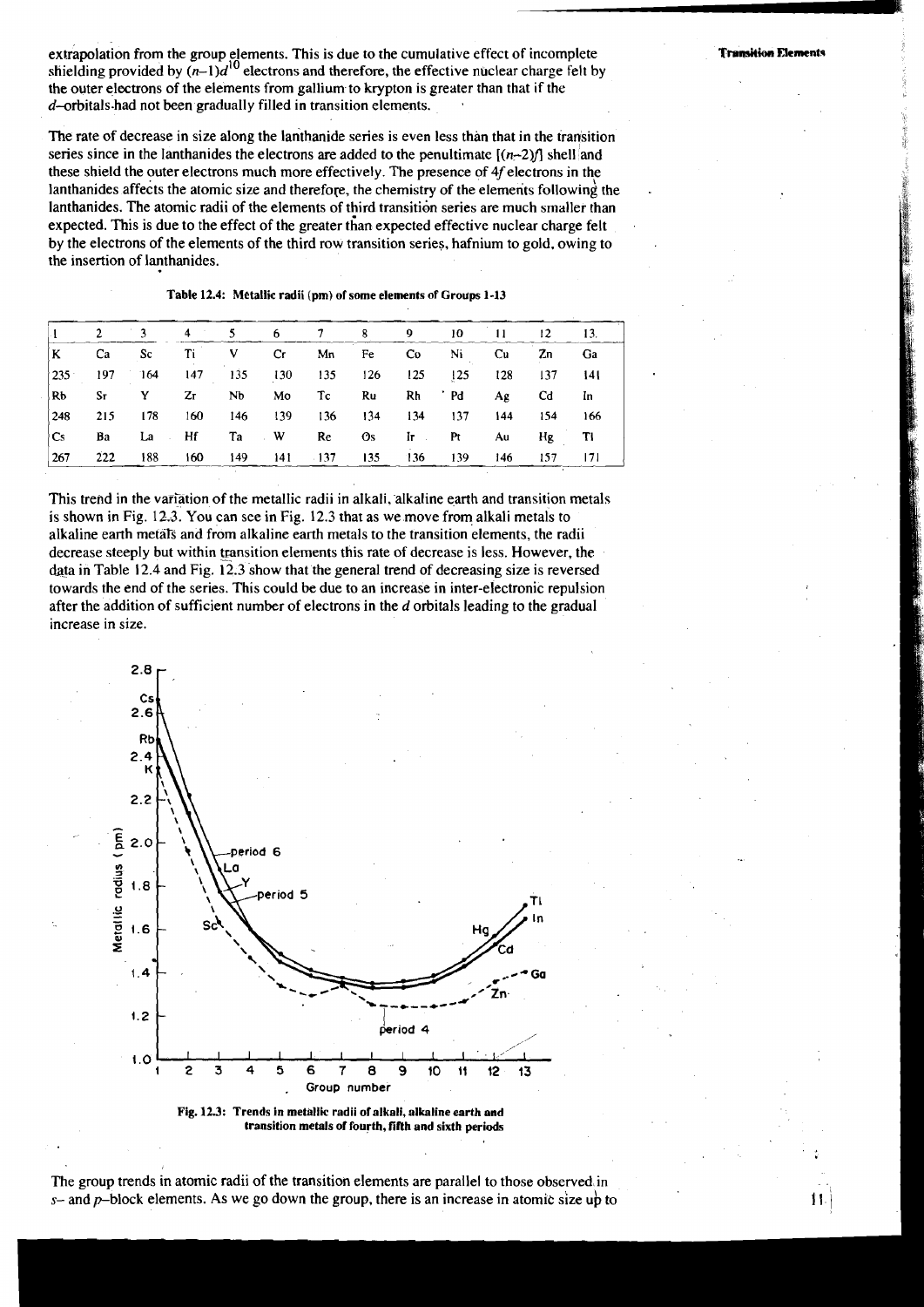extrapolation from the group elements. This is due to the cumulative effect of incomplete shielding provided by $(n-1)d^{10}$ electrons and therefore, the effective nuclear charge felt by the outer electrons of the elements from gallium to krypton is greater than that if the $d$–orbitals had not been gradually filled in transition elements.

The rate of decrease in size along the lanthanide series is even less than that in the transition series since in the lanthanides the electrons are added to the penultimate $[(n-2)f]$ shell and these shield the outer electrons much more effectively. The presence of $4f$ electrons in the lanthanides affects the atomic size and therefore, the chemistry of the elements following the lanthanides. The atomic radii of the elements of third transition series are much smaller than expected. This is due to the effect of the greater than expected effective nuclear charge felt by the electrons of the elements of the third row transition series, hafnium to gold, owing to the insertion of lanthanides.

**Table 12.4: Metallic radii (pm) of some elements of Groups 1-13**

| 1 | 2 | 3 | 4 | 5 | 6 | 7 | 8 | 9 | 10 | 11 | 12 | 13 |
|---|---|---|---|---|---|---|---|---|---|---|---|---|
| K | Ca | Sc | Ti | V | Cr | Mn | Fe | Co | Ni | Cu | Zn | Ga |
| 235 | 197 | 164 | 147 | 135 | 130 | 135 | 126 | 125 | 125 | 128 | 137 | 141 |
| Rb | Sr | Y | Zr | Nb | Mo | Tc | Ru | Rh | Pd | Ag | Cd | In |
| 248 | 215 | 178 | 160 | 146 | 139 | 136 | 134 | 134 | 137 | 144 | 154 | 166 |
| Cs | Ba | La | Hf | Ta | W | Re | Os | Ir | Pt | Au | Hg | Tl |
| 267 | 222 | 188 | 160 | 149 | 141 | 137 | 135 | 136 | 139 | 146 | 157 | 171 |

This trend in the variation of the metallic radii in alkali, alkaline earth and transition metals is shown in Fig. 12.3. You can see in Fig. 12.3 that as we move from alkali metals to alkaline earth metals and from alkaline earth metals to the transition elements, the radii decrease steeply but within transition elements this rate of decrease is less. However, the data in Table 12.4 and Fig. 12.3 show that the general trend of decreasing size is reversed towards the end of the series. This could be due to an increase in inter-electronic repulsion after the addition of sufficient number of electrons in the $d$ orbitals leading to the gradual increase in size.

**Fig. 12.3: Trends in metallic radii of alkali, alkaline earth and transition metals of fourth, fifth and sixth periods**

The group trends in atomic radii of the transition elements are parallel to those observed in $s$– and $p$–block elements. As we go down the group, there is an increase in atomic size up to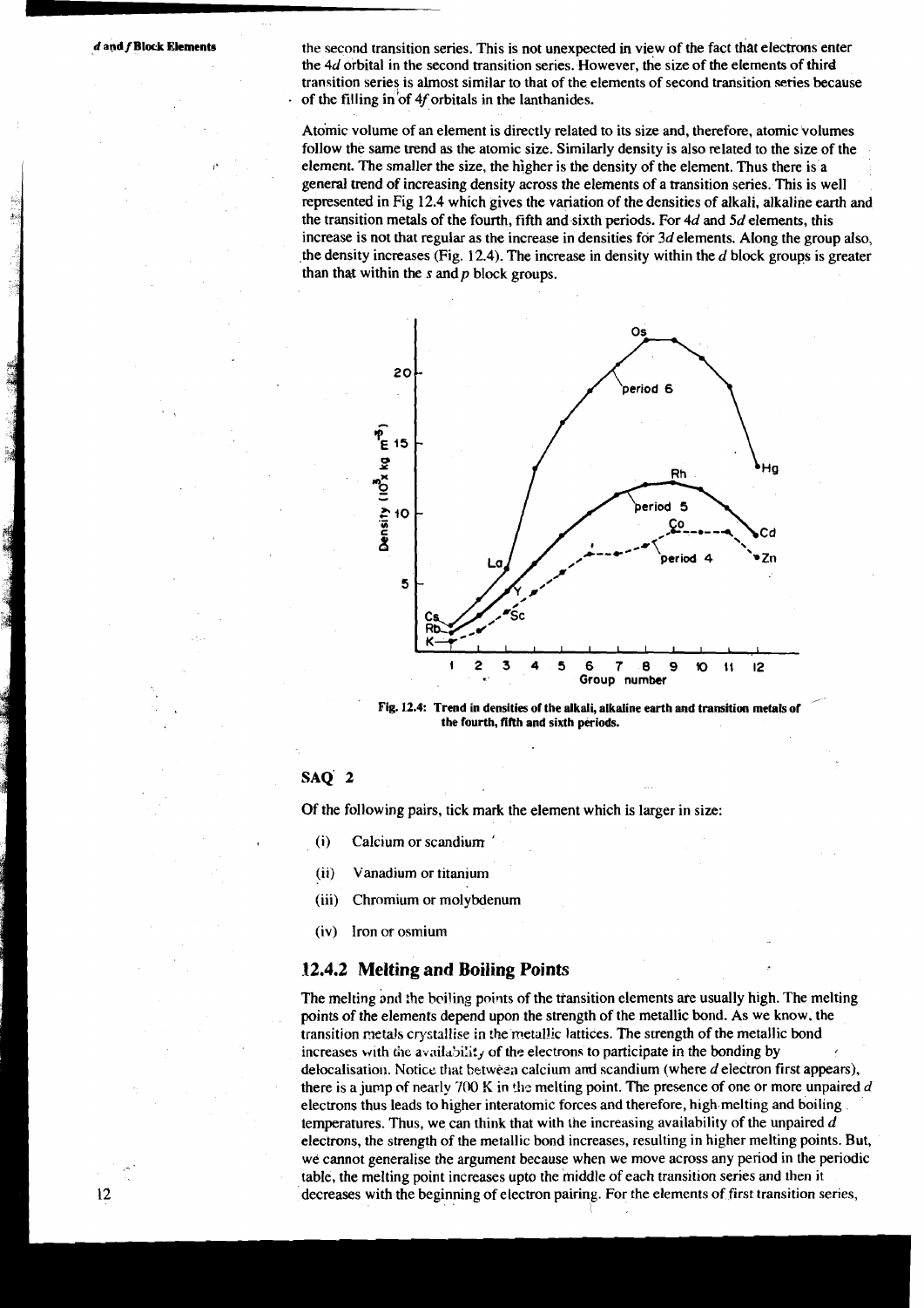the second transition series. This is not unexpected in view of the fact that electrons enter the 4*d* orbital in the second transition series. However, the size of the elements of third transition series is almost similar to that of the elements of second transition series because of the filling in of 4*f* orbitals in the lanthanides.

Atomic volume of an element is directly related to its size and, therefore, atomic volumes follow the same trend as the atomic size. Similarly density is also related to the size of the element. The smaller the size, the higher is the density of the element. Thus there is a general trend of increasing density across the elements of a transition series. This is well represented in Fig 12.4 which gives the variation of the densities of alkali, alkaline earth and the transition metals of the fourth, fifth and sixth periods. For 4*d* and 5*d* elements, this increase is not that regular as the increase in densities for 3*d* elements. Along the group also, the density increases (Fig. 12.4). The increase in density within the *d* block groups is greater than that within the *s* and *p* block groups.

**Fig. 12.4: Trend in densities of the alkali, alkaline earth and transition metals of the fourth, fifth and sixth periods.**

## SAQ 2

Of the following pairs, tick mark the element which is larger in size:

(i) Calcium or scandium

(ii) Vanadium or titanium

(iii) Chromium or molybdenum

(iv) Iron or osmium

### 12.4.2 Melting and Boiling Points

The melting and the boiling points of the transition elements are usually high. The melting points of the elements depend upon the strength of the metallic bond. As we know, the transition metals crystallise in the metallic lattices. The strength of the metallic bond increases with the availability of the electrons to participate in the bonding by delocalisation. Notice that between calcium and scandium (where *d* electron first appears), there is a jump of nearly 700 K in the melting point. The presence of one or more unpaired *d* electrons thus leads to higher interatomic forces and therefore, high melting and boiling temperatures. Thus, we can think that with the increasing availability of the unpaired *d* electrons, the strength of the metallic bond increases, resulting in higher melting points. But, we cannot generalise the argument because when we move across any period in the periodic table, the melting point increases upto the middle of each transition series and then it decreases with the beginning of electron pairing. For the elements of first transition series,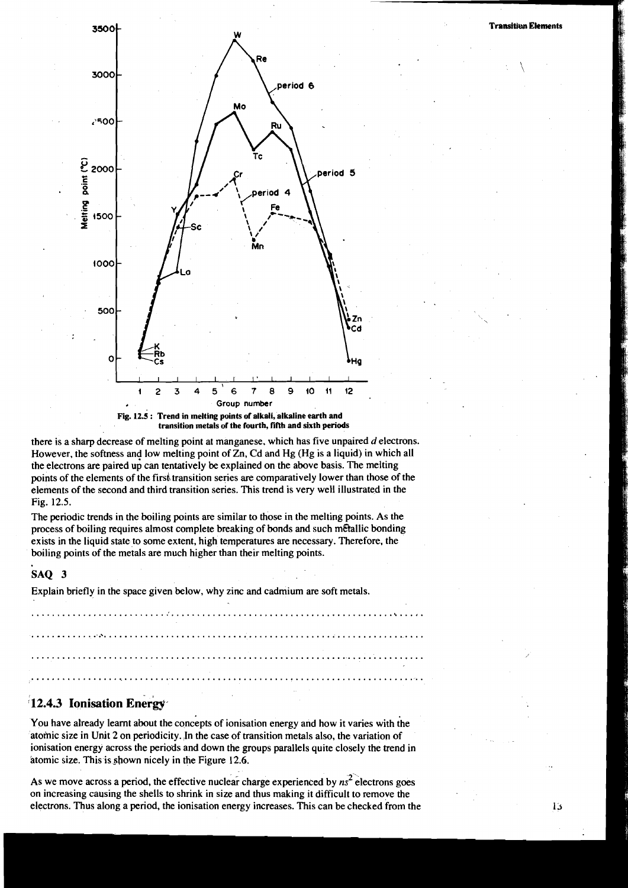Fig. 12.5 : Trend in melting points of alkali, alkaline earth and transition metals of the fourth, fifth and sixth periods

there is a sharp decrease of melting point at manganese, which has five unpaired *d* electrons. However, the softness and low melting point of Zn, Cd and Hg (Hg is a liquid) in which all the electrons are paired up can tentatively be explained on the above basis. The melting points of the elements of the first transition series are comparatively lower than those of the elements of the second and third transition series. This trend is very well illustrated in the Fig. 12.5.

The periodic trends in the boiling points are similar to those in the melting points. As the process of boiling requires almost complete breaking of bonds and such metallic bonding exists in the liquid state to some extent, high temperatures are necessary. Therefore, the boiling points of the metals are much higher than their melting points.

## SAQ 3

Explain briefly in the space given below, why zinc and cadmium are soft metals.

.....................................................................................

.....................................................................................

.....................................................................................

.....................................................................................

### 12.4.3 Ionisation Energy

You have already learnt about the concepts of ionisation energy and how it varies with the atomic size in Unit 2 on periodicity. In the case of transition metals also, the variation of ionisation energy across the periods and down the groups parallels quite closely the trend in atomic size. This is shown nicely in the Figure 12.6.

As we move across a period, the effective nuclear charge experienced by $ns^2$ electrons goes on increasing causing the shells to shrink in size and thus making it difficult to remove the electrons. Thus along a period, the ionisation energy increases. This can be checked from the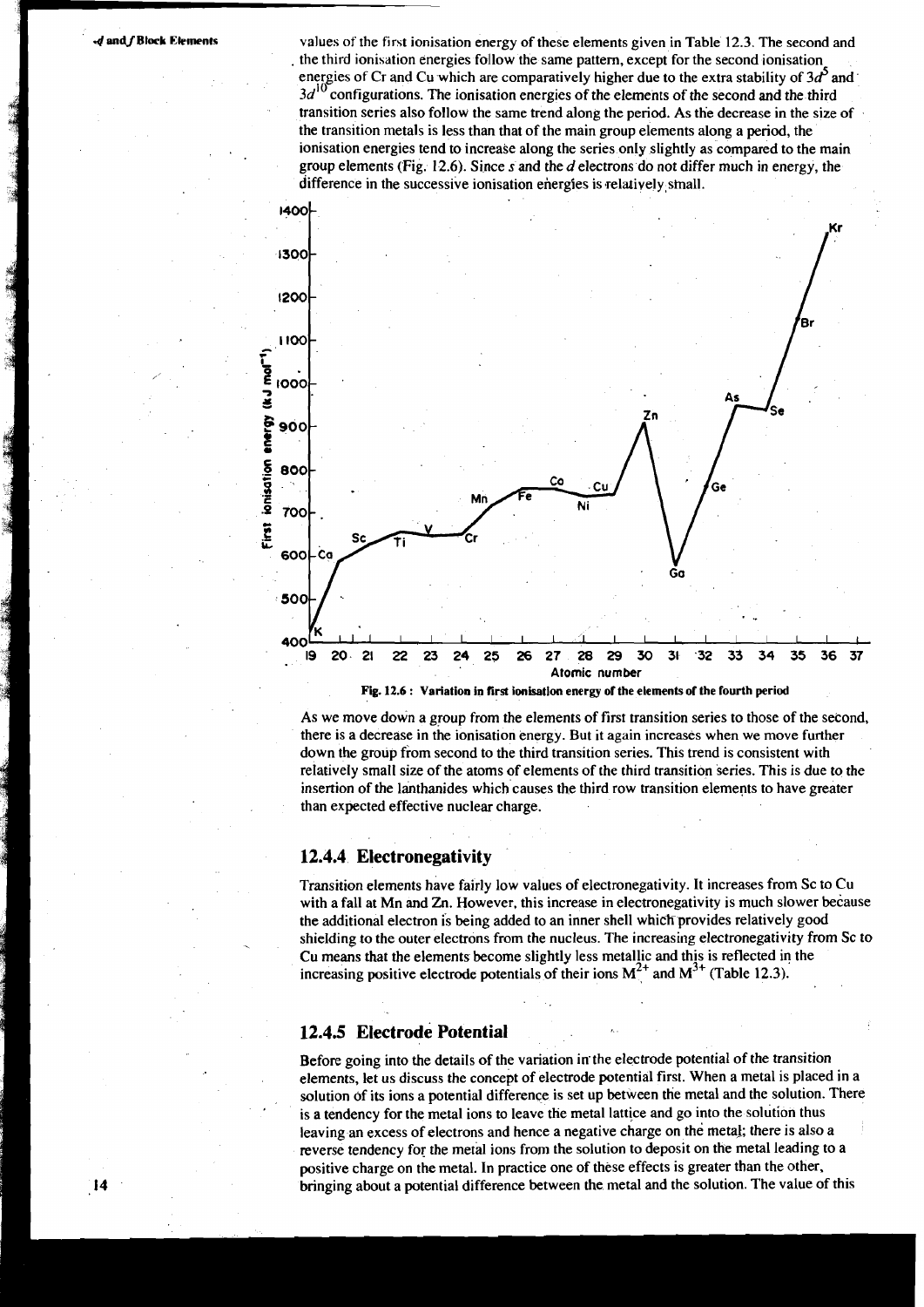values of the first ionisation energy of these elements given in Table 12.3. The second and the third ionisation energies follow the same pattern, except for the second ionisation energies of Cr and Cu which are comparatively higher due to the extra stability of $3d^5$ and $3d^{10}$ configurations. The ionisation energies of the elements of the second and the third transition series also follow the same trend along the period. As the decrease in the size of the transition metals is less than that of the main group elements along a period, the ionisation energies tend to increase along the series only slightly as compared to the main group elements (Fig. 12.6). Since $s$ and the $d$ electrons do not differ much in energy, the difference in the successive ionisation energies is relatively small.

**Fig. 12.6 : Variation in first ionisation energy of the elements of the fourth period**

As we move down a group from the elements of first transition series to those of the second, there is a decrease in the ionisation energy. But it again increases when we move further down the group from second to the third transition series. This trend is consistent with relatively small size of the atoms of elements of the third transition series. This is due to the insertion of the lanthanides which causes the third row transition elements to have greater than expected effective nuclear charge.

## 12.4.4 Electronegativity

Transition elements have fairly low values of electronegativity. It increases from Sc to Cu with a fall at Mn and Zn. However, this increase in electronegativity is much slower because the additional electron is being added to an inner shell which provides relatively good shielding to the outer electrons from the nucleus. The increasing electronegativity from Sc to Cu means that the elements become slightly less metallic and this is reflected in the increasing positive electrode potentials of their ions $M^{2+}$ and $M^{3+}$ (Table 12.3).

## 12.4.5 Electrode Potential

Before going into the details of the variation in the electrode potential of the transition elements, let us discuss the concept of electrode potential first. When a metal is placed in a solution of its ions a potential difference is set up between the metal and the solution. There is a tendency for the metal ions to leave the metal lattice and go into the solution thus leaving an excess of electrons and hence a negative charge on the metal; there is also a reverse tendency for the metal ions from the solution to deposit on the metal leading to a positive charge on the metal. In practice one of these effects is greater than the other, bringing about a potential difference between the metal and the solution. The value of this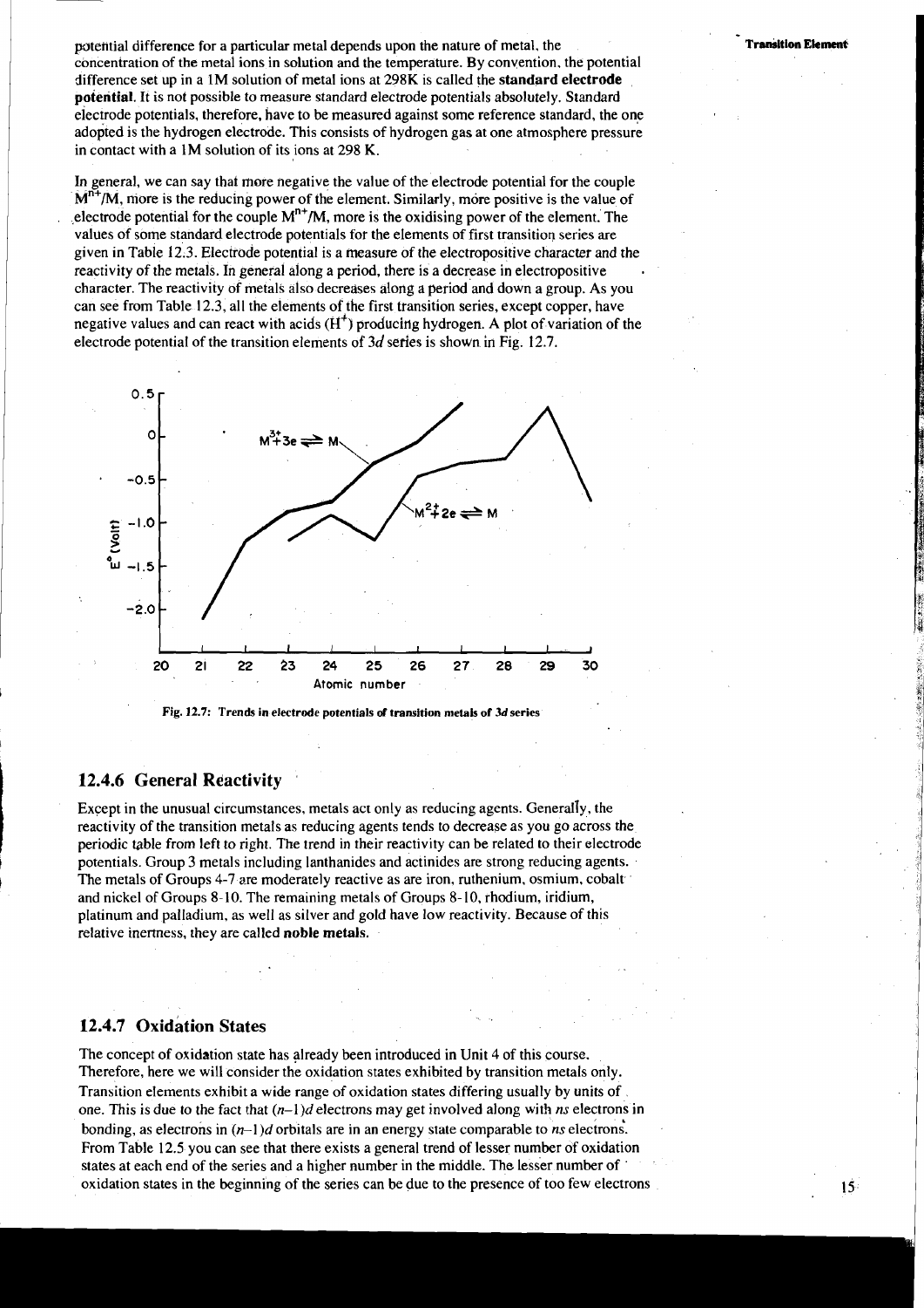potential difference for a particular metal depends upon the nature of metal, the concentration of the metal ions in solution and the temperature. By convention, the potential difference set up in a 1M solution of metal ions at 298K is called the **standard electrode potential**. It is not possible to measure standard electrode potentials absolutely. Standard electrode potentials, therefore, have to be measured against some reference standard, the one adopted is the hydrogen electrode. This consists of hydrogen gas at one atmosphere pressure in contact with a 1M solution of its ions at 298 K.

In general, we can say that more negative the value of the electrode potential for the couple $M^{n+}/M$, more is the reducing power of the element. Similarly, more positive is the value of electrode potential for the couple $M^{n+}/M$, more is the oxidising power of the element. The values of some standard electrode potentials for the elements of first transition series are given in Table 12.3. Electrode potential is a measure of the electropositive character and the reactivity of the metals. In general along a period, there is a decrease in electropositive character. The reactivity of metals also decreases along a period and down a group. As you can see from Table 12.3, all the elements of the first transition series, except copper, have negative values and can react with acids ($H^+$) producing hydrogen. A plot of variation of the electrode potential of the transition elements of 3*d* series is shown in Fig. 12.7.

Fig. 12.7: Trends in electrode potentials of transition metals of 3*d* series

### 12.4.6 General Reactivity

Except in the unusual circumstances, metals act only as reducing agents. Generally, the reactivity of the transition metals as reducing agents tends to decrease as you go across the periodic table from left to right. The trend in their reactivity can be related to their electrode potentials. Group 3 metals including lanthanides and actinides are strong reducing agents. The metals of Groups 4-7 are moderately reactive as are iron, ruthenium, osmium, cobalt and nickel of Groups 8-10. The remaining metals of Groups 8-10, rhodium, iridium, platinum and palladium, as well as silver and gold have low reactivity. Because of this relative inertness, they are called **noble metals**.

### 12.4.7 Oxidation States

The concept of oxidation state has already been introduced in Unit 4 of this course. Therefore, here we will consider the oxidation states exhibited by transition metals only. Transition elements exhibit a wide range of oxidation states differing usually by units of one. This is due to the fact that $(n-1)d$ electrons may get involved along with $ns$ electrons in bonding, as electrons in $(n-1)d$ orbitals are in an energy state comparable to $ns$ electrons. From Table 12.5 you can see that there exists a general trend of lesser number of oxidation states at each end of the series and a higher number in the middle. The lesser number of oxidation states in the beginning of the series can be due to the presence of too few electrons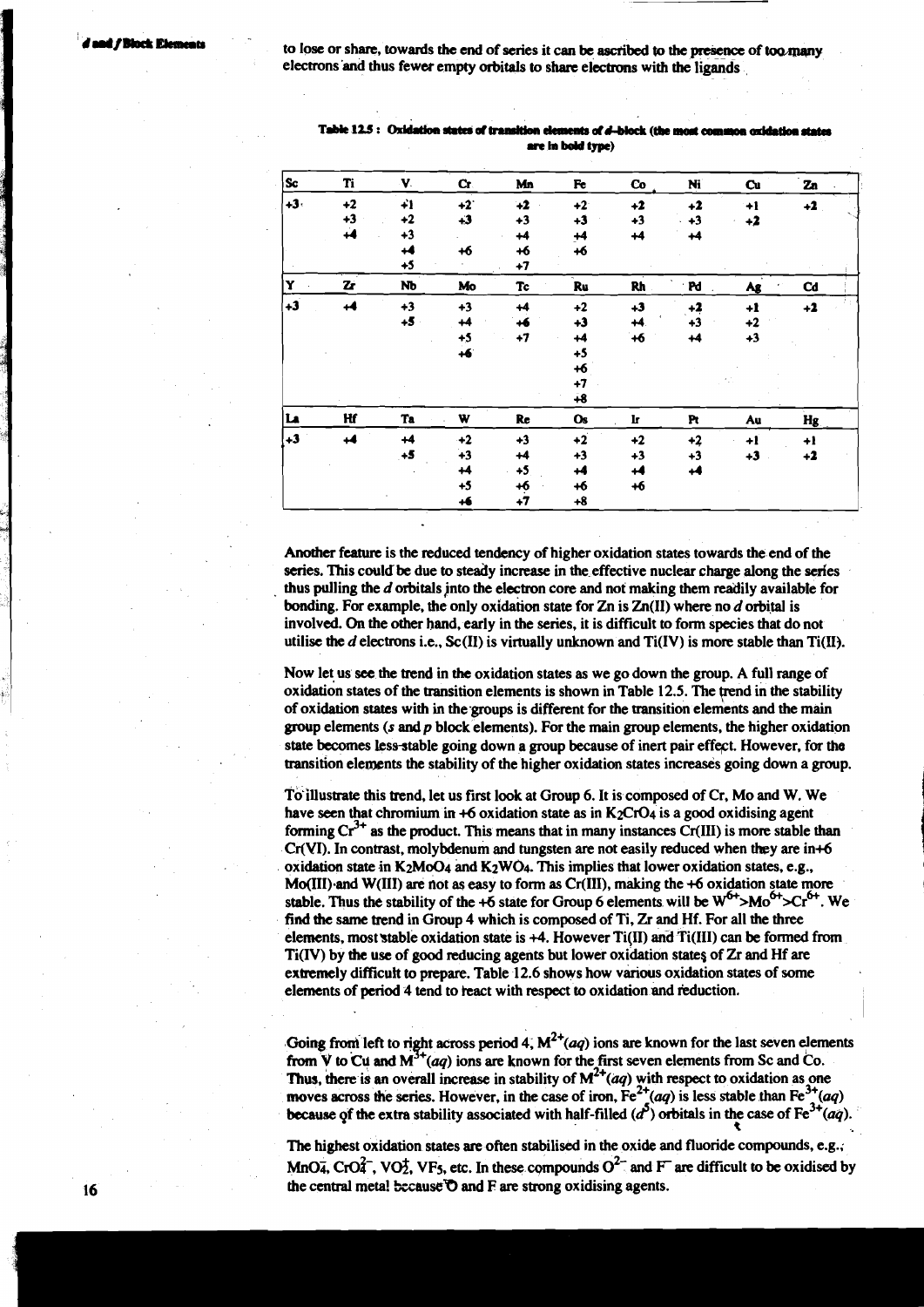to lose or share, towards the end of series it can be ascribed to the presence of too many electrons and thus fewer empty orbitals to share electrons with the ligands.

**Table 12.5 : Oxidation states of transition elements of d-block (the most common oxidation states are in bold type)**

| Sc | Ti | V | Cr | Mn | Fe | Co | Ni | Cu | Zn |
|---|---|---|---|---|---|---|---|---|---|
| **+3** | +2 | +1 | +2 | **+2** | +2 | **+2** | **+2** | +1 | **+2** |
| | +3 | +2 | **+3** | +3 | **+3** | +3 | +3 | **+2** | |
| | **+4** | +3 | | **+4** | +4 | +4 | +4 | | |
| | | **+4** | +6 | +6 | +6 | | | | |
| | | +5 | | +7 | | | | | |
| **Y** | **Zr** | **Nb** | **Mo** | **Tc** | **Ru** | **Rh** | **Pd** | **Ag** | **Cd** |
| **+3** | **+4** | +3 | +3 | +4 | +2 | **+3** | **+2** | **+1** | **+2** |
| | | **+5** | +4 | +6 | +3 | +4 | +3 | +2 | |
| | | | +5 | **+7** | +4 | +6 | +4 | +3 | |
| | | | **+6** | | +5 | | | | |
| | | | | | +6 | | | | |
| | | | | | +7 | | | | |
| | | | | | +8 | | | | |
| **La** | **Hf** | **Ta** | **W** | **Re** | **Os** | **Ir** | **Pt** | **Au** | **Hg** |
| **+3** | **+4** | +4 | +2 | +3 | +2 | +2 | **+2** | +1 | +1 |
| | | **+5** | +3 | +4 | +3 | +3 | +3 | **+3** | **+2** |
| | | | +4 | +5 | **+4** | **+4** | **+4** | | |
| | | | +5 | +6 | +6 | +6 | | | |
| | | | **+6** | **+7** | +8 | | | | |

Another feature is the reduced tendency of higher oxidation states towards the end of the series. This could be due to steady increase in the effective nuclear charge along the series thus pulling the *d* orbitals into the electron core and not making them readily available for bonding. For example, the only oxidation state for Zn is Zn(II) where no *d* orbital is involved. On the other hand, early in the series, it is difficult to form species that do not utilise the *d* electrons i.e., Sc(II) is virtually unknown and Ti(IV) is more stable than Ti(II).

Now let us see the trend in the oxidation states as we go down the group. A full range of oxidation states of the transition elements is shown in Table 12.5. The trend in the stability of oxidation states with in the groups is different for the transition elements and the main group elements (*s* and *p* block elements). For the main group elements, the higher oxidation state becomes less-stable going down a group because of inert pair effect. However, for the transition elements the stability of the higher oxidation states increases going down a group.

To illustrate this trend, let us first look at Group 6. It is composed of Cr, Mo and W. We have seen that chromium in +6 oxidation state as in $K_2CrO_4$ is a good oxidising agent forming $Cr^{3+}$ as the product. This means that in many instances Cr(III) is more stable than Cr(VI). In contrast, molybdenum and tungsten are not easily reduced when they are in +6 oxidation state in $K_2MoO_4$ and $K_2WO_4$. This implies that lower oxidation states, e.g., Mo(III) and W(III) are not as easy to form as Cr(III), making the +6 oxidation state more stable. Thus the stability of the +6 state for Group 6 elements will be $W^{6+} > Mo^{6+} > Cr^{6+}$. We find the same trend in Group 4 which is composed of Ti, Zr and Hf. For all the three elements, most stable oxidation state is +4. However Ti(II) and Ti(III) can be formed from Ti(IV) by the use of good reducing agents but lower oxidation states of Zr and Hf are extremely difficult to prepare. Table 12.6 shows how various oxidation states of some elements of period 4 tend to react with respect to oxidation and reduction.

Going from left to right across period 4, $M^{2+}(aq)$ ions are known for the last seven elements from V to Cu and $M^{3+}(aq)$ ions are known for the first seven elements from Sc and Co. Thus, there is an overall increase in stability of $M^{2+}(aq)$ with respect to oxidation as one moves across the series. However, in the case of iron, $Fe^{2+}(aq)$ is less stable than $Fe^{3+}(aq)$ because of the extra stability associated with half-filled ($d^5$) orbitals in the case of $Fe^{3+}(aq)$.

The highest oxidation states are often stabilised in the oxide and fluoride compounds, e.g., $MnO_4^-$, $CrO_4^{2-}$, $VO_2^+$, $VF_5$, etc. In these compounds $O^{2-}$ and $F^-$ are difficult to be oxidised by the central metal because O and F are strong oxidising agents.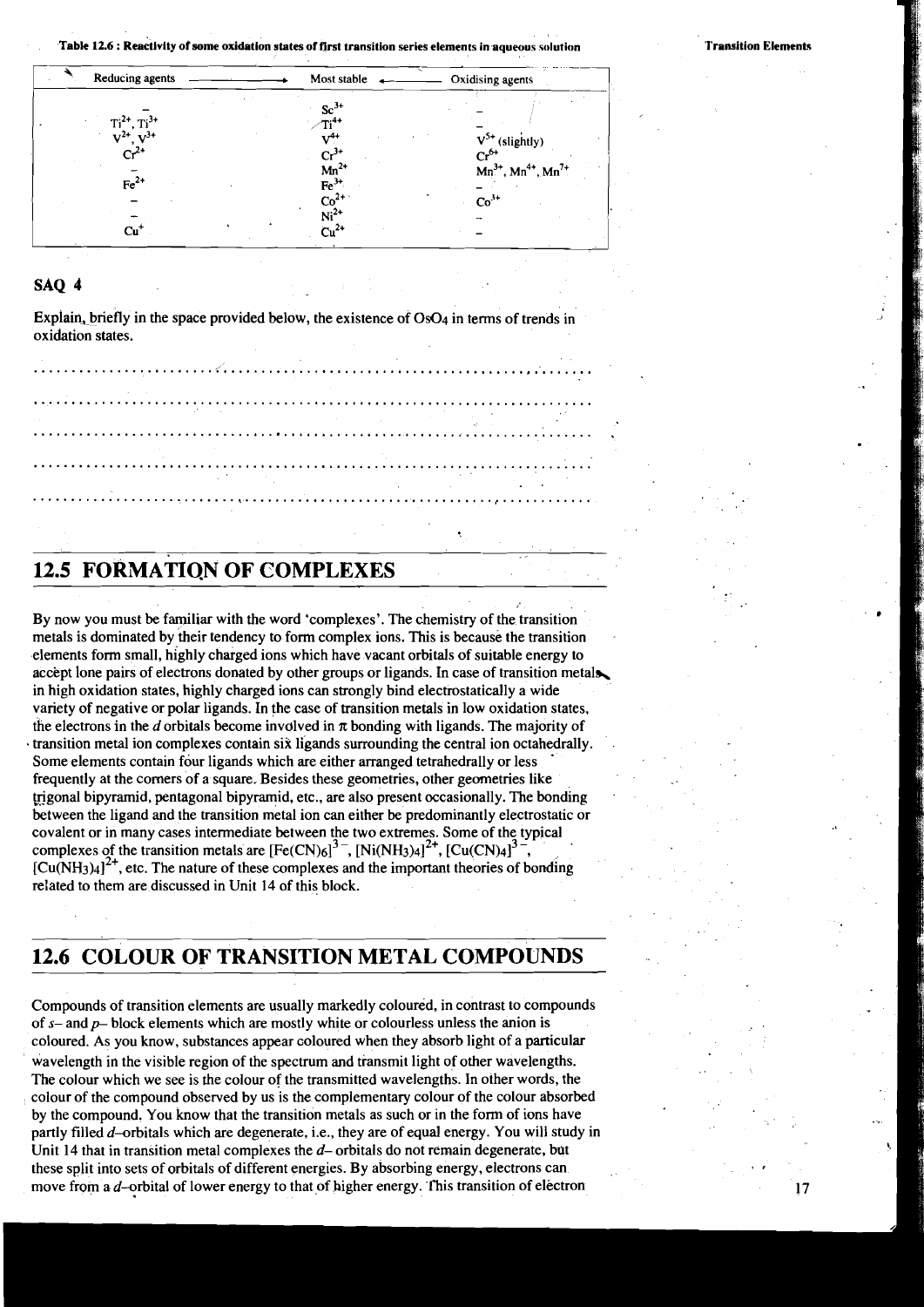**Table 12.6 : Reactivity of some oxidation states of first transition series elements in aqueous solution**

| Reducing agents ⟶ | Most stable | ⟵ Oxidising agents |
|---|---|---|
| – | $Sc^{3+}$ | – |
| $Ti^{2+}$, $Ti^{3+}$ | $Ti^{4+}$ | – |
| $V^{2+}$, $V^{3+}$ | $V^{4+}$ | $V^{5+}$ (slightly) |
| $Cr^{2+}$ | $Cr^{3+}$ | $Cr^{6+}$ |
| – | $Mn^{2+}$ | $Mn^{3+}$, $Mn^{4+}$, $Mn^{7+}$ |
| $Fe^{2+}$ | $Fe^{3+}$ | – |
| – | $Co^{2+}$ | $Co^{3+}$ |
| – | $Ni^{2+}$ | – |
| $Cu^{+}$ | $Cu^{2+}$ | – |

### SAQ 4

Explain, briefly in the space provided below, the existence of $OsO_4$ in terms of trends in oxidation states.

................................................................................

................................................................................

................................................................................

................................................................................

................................................................................

## 12.5 FORMATION OF COMPLEXES

By now you must be familiar with the word 'complexes'. The chemistry of the transition metals is dominated by their tendency to form complex ions. This is because the transition elements form small, highly charged ions which have vacant orbitals of suitable energy to accept lone pairs of electrons donated by other groups or ligands. In case of transition metals in high oxidation states, highly charged ions can strongly bind electrostatically a wide variety of negative or polar ligands. In the case of transition metals in low oxidation states, the electrons in the *d* orbitals become involved in π bonding with ligands. The majority of transition metal ion complexes contain six ligands surrounding the central ion octahedrally. Some elements contain four ligands which are either arranged tetrahedrally or less frequently at the corners of a square. Besides these geometries, other geometries like trigonal bipyramid, pentagonal bipyramid, etc., are also present occasionally. The bonding between the ligand and the transition metal ion can either be predominantly electrostatic or covalent or in many cases intermediate between the two extremes. Some of the typical complexes of the transition metals are $[Fe(CN)_6]^{3-}$, $[Ni(NH_3)_4]^{2+}$, $[Cu(CN)_4]^{3-}$, $[Cu(NH_3)_4]^{2+}$, etc. The nature of these complexes and the important theories of bonding related to them are discussed in Unit 14 of this block.

## 12.6 COLOUR OF TRANSITION METAL COMPOUNDS

Compounds of transition elements are usually markedly coloured, in contrast to compounds of *s*– and *p*– block elements which are mostly white or colourless unless the anion is coloured. As you know, substances appear coloured when they absorb light of a particular wavelength in the visible region of the spectrum and transmit light of other wavelengths. The colour which we see is the colour of the transmitted wavelengths. In other words, the colour of the compound observed by us is the complementary colour of the colour absorbed by the compound. You know that the transition metals as such or in the form of ions have partly filled *d*–orbitals which are degenerate, i.e., they are of equal energy. You will study in Unit 14 that in transition metal complexes the *d*– orbitals do not remain degenerate, but these split into sets of orbitals of different energies. By absorbing energy, electrons can move from a *d*–orbital of lower energy to that of higher energy. This transition of electron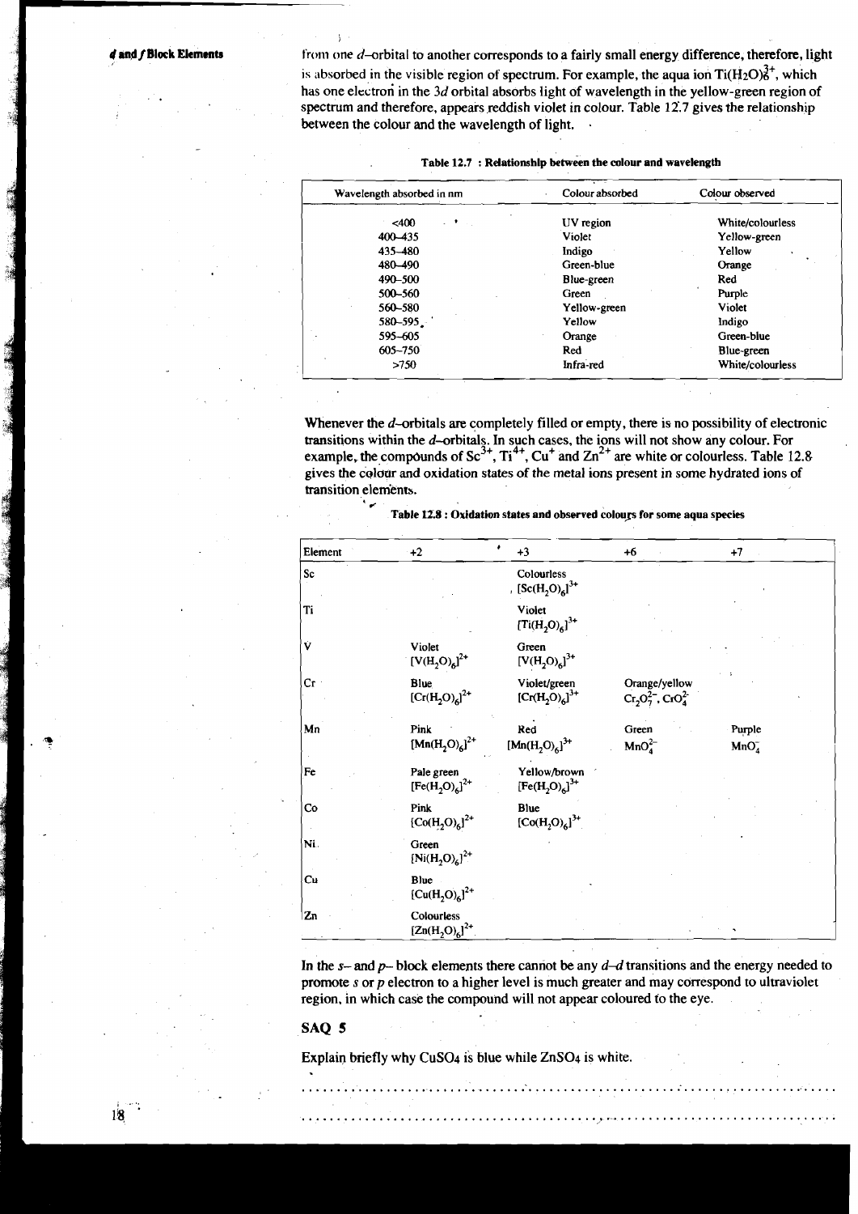from one d–orbital to another corresponds to a fairly small energy difference, therefore, light is absorbed in the visible region of spectrum. For example, the aqua ion $Ti(H_2O)_6^{3+}$, which has one electron in the 3d orbital absorbs light of wavelength in the yellow-green region of spectrum and therefore, appears reddish violet in colour. Table 12.7 gives the relationship between the colour and the wavelength of light.

**Table 12.7 : Relationship between the colour and wavelength**

| Wavelength absorbed in nm | Colour absorbed | Colour observed |
|---|---|---|
| <400 | UV region | White/colourless |
| 400–435 | Violet | Yellow-green |
| 435–480 | Indigo | Yellow |
| 480–490 | Green-blue | Orange |
| 490–500 | Blue-green | Red |
| 500–560 | Green | Purple |
| 560–580 | Yellow-green | Violet |
| 580–595 | Yellow | Indigo |
| 595–605 | Orange | Green-blue |
| 605–750 | Red | Blue-green |
| >750 | Infra-red | White/colourless |

Whenever the d–orbitals are completely filled or empty, there is no possibility of electronic transitions within the d–orbitals. In such cases, the ions will not show any colour. For example, the compounds of $Sc^{3+}$, $Ti^{4+}$, $Cu^{+}$ and $Zn^{2+}$ are white or colourless. Table 12.8 gives the colour and oxidation states of the metal ions present in some hydrated ions of transition elements.

**Table 12.8 : Oxidation states and observed colours for some aqua species**

| Element | +2 | +3 | +6 | +7 |
|---|---|---|---|---|
| Sc | | Colourless $[Sc(H_2O)_6]^{3+}$ | | |
| Ti | | Violet $[Ti(H_2O)_6]^{3+}$ | | |
| V | Violet $[V(H_2O)_6]^{2+}$ | Green $[V(H_2O)_6]^{3+}$ | | |
| Cr | Blue $[Cr(H_2O)_6]^{2+}$ | Violet/green $[Cr(H_2O)_6]^{3+}$ | Orange/yellow $Cr_2O_7^{2-}$, $CrO_4^{2-}$ | |
| Mn | Pink $[Mn(H_2O)_6]^{2+}$ | Red $[Mn(H_2O)_6]^{3+}$ | Green $MnO_4^{2-}$ | Purple $MnO_4^{-}$ |
| Fe | Pale green $[Fe(H_2O)_6]^{2+}$ | Yellow/brown $[Fe(H_2O)_6]^{3+}$ | | |
| Co | Pink $[Co(H_2O)_6]^{2+}$ | Blue $[Co(H_2O)_6]^{3+}$ | | |
| Ni | Green $[Ni(H_2O)_6]^{2+}$ | | | |
| Cu | Blue $[Cu(H_2O)_6]^{2+}$ | | | |
| Zn | Colourless $[Zn(H_2O)_6]^{2+}$ | | | |

In the s– and p– block elements there cannot be any d–d transitions and the energy needed to promote s or p electron to a higher level is much greater and may correspond to ultraviolet region, in which case the compound will not appear coloured to the eye.

## SAQ 5

Explain briefly why $CuSO_4$ is blue while $ZnSO_4$ is white.

.......................................................................................................................

.......................................................................................................................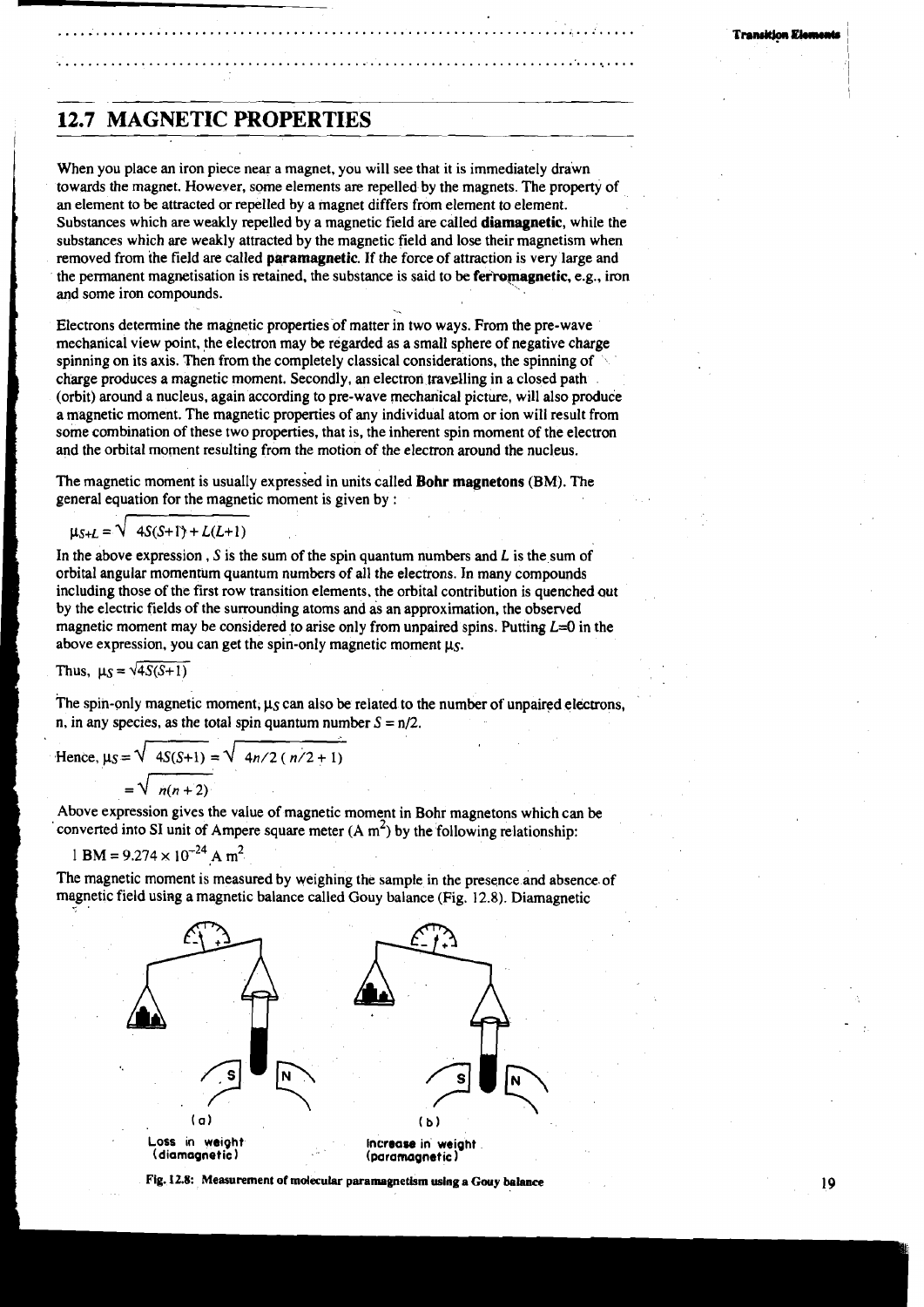## 12.7 MAGNETIC PROPERTIES

When you place an iron piece near a magnet, you will see that it is immediately drawn towards the magnet. However, some elements are repelled by the magnets. The property of an element to be attracted or repelled by a magnet differs from element to element. Substances which are weakly repelled by a magnetic field are called **diamagnetic**, while the substances which are weakly attracted by the magnetic field and lose their magnetism when removed from the field are called **paramagnetic**. If the force of attraction is very large and the permanent magnetisation is retained, the substance is said to be **ferromagnetic**, e.g., iron and some iron compounds.

Electrons determine the magnetic properties of matter in two ways. From the pre-wave mechanical view point, the electron may be regarded as a small sphere of negative charge spinning on its axis. Then from the completely classical considerations, the spinning of charge produces a magnetic moment. Secondly, an electron travelling in a closed path (orbit) around a nucleus, again according to pre-wave mechanical picture, will also produce a magnetic moment. The magnetic properties of any individual atom or ion will result from some combination of these two properties, that is, the inherent spin moment of the electron and the orbital moment resulting from the motion of the electron around the nucleus.

The magnetic moment is usually expressed in units called **Bohr magnetons** (BM). The general equation for the magnetic moment is given by :

$$\mu_{S+L} = \sqrt{4S(S+1) + L(L+1)}$$

In the above expression, $S$ is the sum of the spin quantum numbers and $L$ is the sum of orbital angular momentum quantum numbers of all the electrons. In many compounds including those of the first row transition elements, the orbital contribution is quenched out by the electric fields of the surrounding atoms and as an approximation, the observed magnetic moment may be considered to arise only from unpaired spins. Putting $L$=0 in the above expression, you can get the spin-only magnetic moment $\mu_S$.

Thus, $\mu_S = \sqrt{4S(S+1)}$

The spin-only magnetic moment, $\mu_S$ can also be related to the number of unpaired electrons, n, in any species, as the total spin quantum number $S = n/2$.

$$\text{Hence, } \mu_S = \sqrt{4S(S+1)} = \sqrt{4n/2\,(n/2+1)}$$

$$= \sqrt{n(n+2)}$$

Above expression gives the value of magnetic moment in Bohr magnetons which can be converted into SI unit of Ampere square meter (A $m^2$) by the following relationship:

$$1\ \text{BM} = 9.274 \times 10^{-24}\ \text{A m}^2$$

The magnetic moment is measured by weighing the sample in the presence and absence of magnetic field using a magnetic balance called Gouy balance (Fig. 12.8). Diamagnetic

(a) Loss in weight (diamagnetic)

(b) Increase in weight (paramagnetic)

Fig. 12.8: Measurement of molecular paramagnetism using a Gouy balance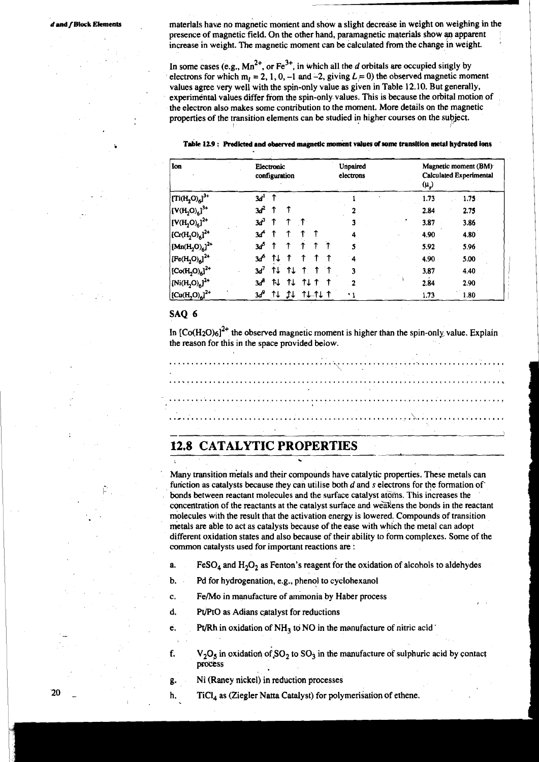materials have no magnetic moment and show a slight decrease in weight on weighing in the presence of magnetic field. On the other hand, paramagnetic materials show an apparent increase in weight. The magnetic moment can be calculated from the change in weight.

In some cases (e.g., $Mn^{2+}$, or $Fe^{3+}$, in which all the *d* orbitals are occupied singly by electrons for which $m_l = 2, 1, 0, -1$ and $-2$, giving $L = 0$) the observed magnetic moment values agree very well with the spin-only value as given in Table 12.10. But generally, experimental values differ from the spin-only values. This is because the orbital motion of the electron also makes some contribution to the moment. More details on the magnetic properties of the transition elements can be studied in higher courses on the subject.

**Table 12.9 : Predicted and observed magnetic moment values of some transition metal hydrated ions**

| Ion | Electronic configuration | Unpaired electrons | Magnetic moment (BM) Calculated ($\mu_s$) | Experimental |
|---|---|---|---|---|
| $[Ti(H_2O)_6]^{3+}$ | $3d^1$ ↑ | 1 | 1.73 | 1.75 |
| $[V(H_2O)_6]^{3+}$ | $3d^2$ ↑ ↑ | 2 | 2.84 | 2.75 |
| $[V(H_2O)_6]^{2+}$ | $3d^3$ ↑ ↑ ↑ | 3 | 3.87 | 3.86 |
| $[Cr(H_2O)_6]^{2+}$ | $3d^4$ ↑ ↑ ↑ ↑ | 4 | 4.90 | 4.80 |
| $[Mn(H_2O)_6]^{2+}$ | $3d^5$ ↑ ↑ ↑ ↑ ↑ | 5 | 5.92 | 5.96 |
| $[Fe(H_2O)_6]^{2+}$ | $3d^6$ ↑↓ ↑ ↑ ↑ ↑ | 4 | 4.90 | 5.00 |
| $[Co(H_2O)_6]^{2+}$ | $3d^7$ ↑↓ ↑↓ ↑ ↑ ↑ | 3 | 3.87 | 4.40 |
| $[Ni(H_2O)_6]^{2+}$ | $3d^8$ ↑↓ ↑↓ ↑↓ ↑ ↑ | 2 | 2.84 | 2.90 |
| $[Cu(H_2O)_6]^{2+}$ | $3d^9$ ↑↓ ↑↓ ↑↓ ↑↓ ↑ | 1 | 1.73 | 1.80 |

### SAQ 6

In $[Co(H_2O)_6]^{2+}$ the observed magnetic moment is higher than the spin-only value. Explain the reason for this in the space provided below.

.................................................................................................................................

.................................................................................................................................

.................................................................................................................................

.................................................................................................................................

## 12.8 CATALYTIC PROPERTIES

Many transition metals and their compounds have catalytic properties. These metals can function as catalysts because they can utilise both *d* and *s* electrons for the formation of bonds between reactant molecules and the surface catalyst atoms. This increases the concentration of the reactants at the catalyst surface and weakens the bonds in the reactant molecules with the result that the activation energy is lowered. Compounds of transition metals are able to act as catalysts because of the ease with which the metal can adopt different oxidation states and also because of their ability to form complexes. Some of the common catalysts used for important reactions are :

a. $FeSO_4$ and $H_2O_2$ as Fenton's reagent for the oxidation of alcohols to aldehydes

b. Pd for hydrogenation, e.g., phenol to cyclohexanol

c. Fe/Mo in manufacture of ammonia by Haber process

d. Pt/PtO as Adians catalyst for reductions

e. Pt/Rh in oxidation of $NH_3$ to NO in the manufacture of nitric acid

f. $V_2O_5$ in oxidation of $SO_2$ to $SO_3$ in the manufacture of sulphuric acid by contact process

g. Ni (Raney nickel) in reduction processes

h. $TiCl_4$ as (Ziegler Natta Catalyst) for polymerisation of ethene.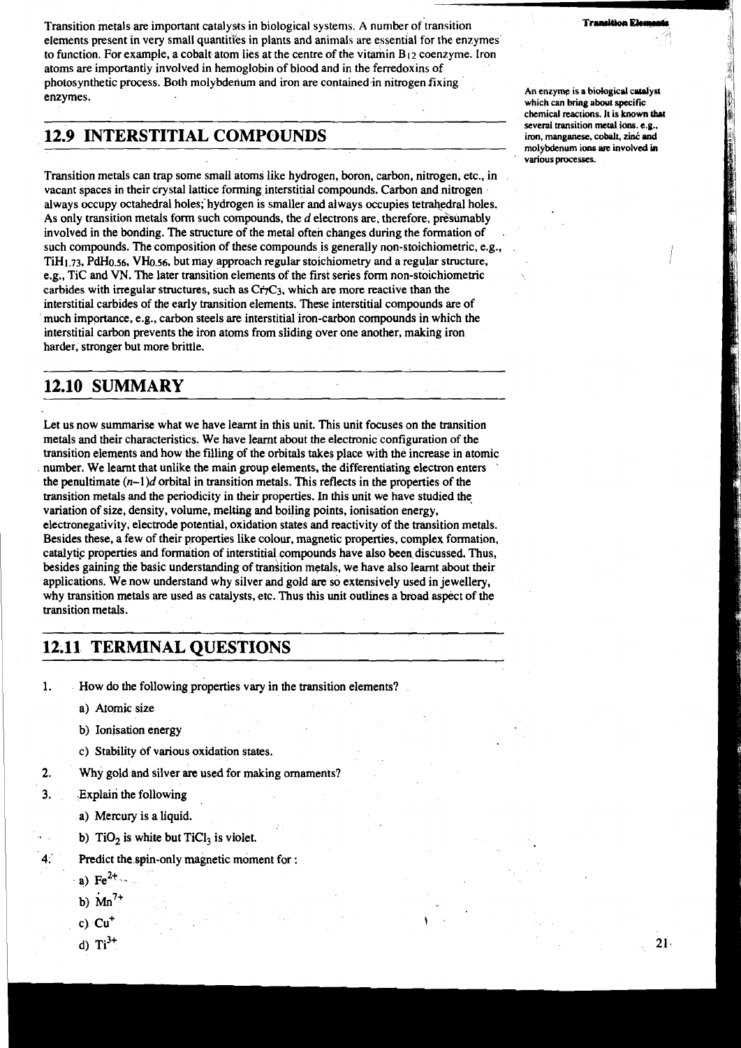Transition metals are important catalysts in biological systems. A number of transition elements present in very small quantities in plants and animals are essential for the enzymes to function. For example, a cobalt atom lies at the centre of the vitamin $B_{12}$ coenzyme. Iron atoms are importantly involved in hemoglobin of blood and in the ferredoxins of photosynthetic process. Both molybdenum and iron are contained in nitrogen fixing enzymes.

An enzyme is a biological catalyst which can bring about specific chemical reactions. It is known that several transition metal ions, e.g., iron, manganese, cobalt, zinc and molybdenum ions are involved in various processes.

## 12.9 INTERSTITIAL COMPOUNDS

Transition metals can trap some small atoms like hydrogen, boron, carbon, nitrogen, etc., in vacant spaces in their crystal lattice forming interstitial compounds. Carbon and nitrogen always occupy octahedral holes; hydrogen is smaller and always occupies tetrahedral holes. As only transition metals form such compounds, the $d$ electrons are, therefore, presumably involved in the bonding. The structure of the metal often changes during the formation of such compounds. The composition of these compounds is generally non-stoichiometric, e.g., $TiH_{1.73}$, $PdH_{0.56}$, $VH_{0.56}$, but may approach regular stoichiometry and a regular structure, e.g., TiC and VN. The later transition elements of the first series form non-stoichiometric carbides with irregular structures, such as $Cr_7C_3$, which are more reactive than the interstitial carbides of the early transition elements. These interstitial compounds are of much importance, e.g., carbon steels are interstitial iron-carbon compounds in which the interstitial carbon prevents the iron atoms from sliding over one another, making iron harder, stronger but more brittle.

## 12.10 SUMMARY

Let us now summarise what we have learnt in this unit. This unit focuses on the transition metals and their characteristics. We have learnt about the electronic configuration of the transition elements and how the filling of the orbitals takes place with the increase in atomic number. We learnt that unlike the main group elements, the differentiating electron enters the penultimate $(n-1)d$ orbital in transition metals. This reflects in the properties of the transition metals and the periodicity in their properties. In this unit we have studied the variation of size, density, volume, melting and boiling points, ionisation energy, electronegativity, electrode potential, oxidation states and reactivity of the transition metals. Besides these, a few of their properties like colour, magnetic properties, complex formation, catalytic properties and formation of interstitial compounds have also been discussed. Thus, besides gaining the basic understanding of transition metals, we have also learnt about their applications. We now understand why silver and gold are so extensively used in jewellery, why transition metals are used as catalysts, etc. Thus this unit outlines a broad aspect of the transition metals.

## 12.11 TERMINAL QUESTIONS

1. How do the following properties vary in the transition elements?
   a) Atomic size
   b) Ionisation energy
   c) Stability of various oxidation states.
2. Why gold and silver are used for making ornaments?
3. Explain the following
   a) Mercury is a liquid.
   b) $TiO_2$ is white but $TiCl_3$ is violet.
4. Predict the spin-only magnetic moment for :
   a) $Fe^{2+}$
   b) $Mn^{7+}$
   c) $Cu^{+}$
   d) $Ti^{3+}$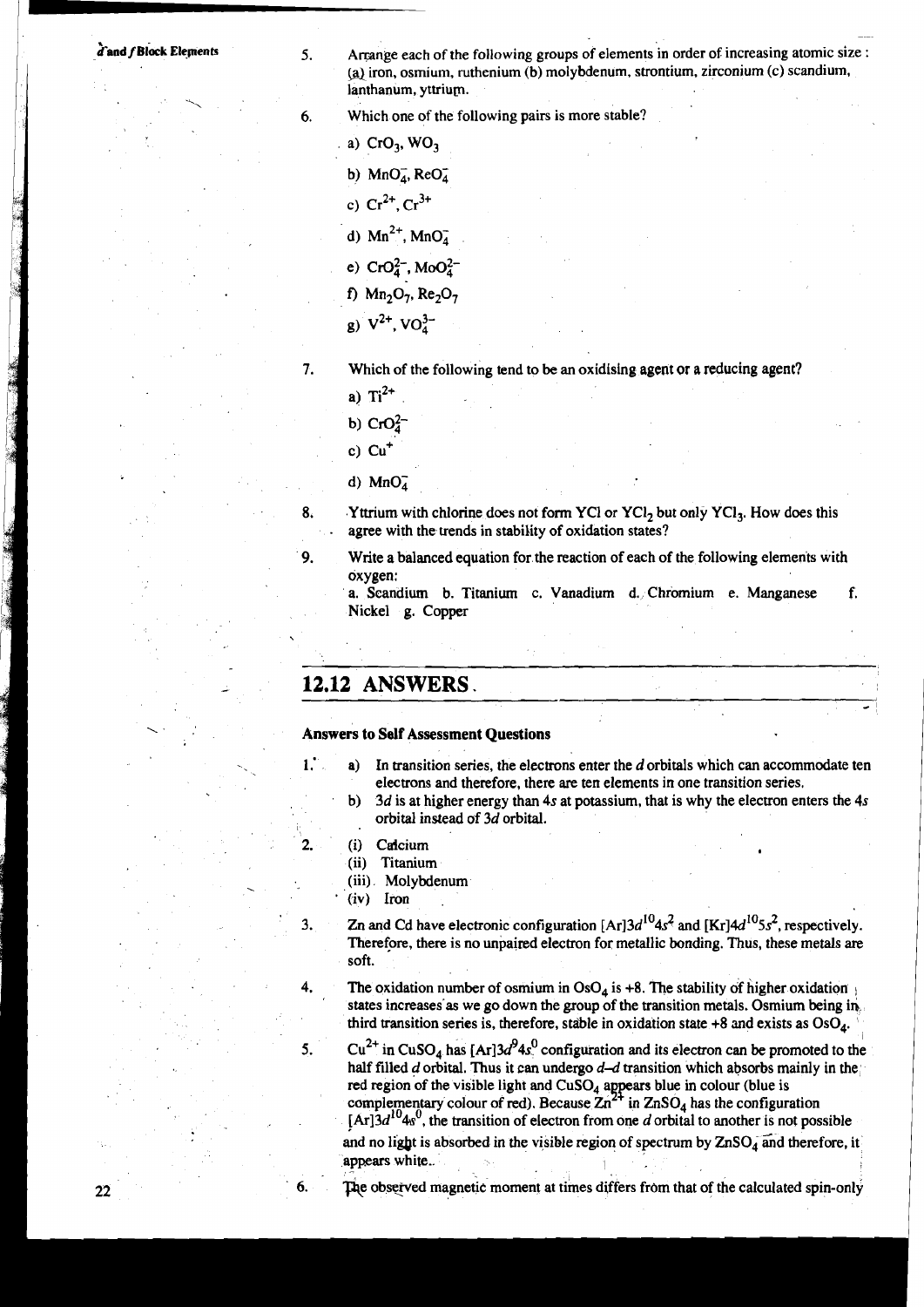5. Arrange each of the following groups of elements in order of increasing atomic size : (a) iron, osmium, ruthenium (b) molybdenum, strontium, zirconium (c) scandium, lanthanum, yttrium.

6. Which one of the following pairs is more stable?

   a) $CrO_3$, $WO_3$

   b) $MnO_4^-$, $ReO_4^-$

   c) $Cr^{2+}$, $Cr^{3+}$

   d) $Mn^{2+}$, $MnO_4^-$

   e) $CrO_4^{2-}$, $MoO_4^{2-}$

   f) $Mn_2O_7$, $Re_2O_7$

   g) $V^{2+}$, $VO_4^{3-}$

7. Which of the following tend to be an oxidising agent or a reducing agent?

   a) $Ti^{2+}$

   b) $CrO_4^{2-}$

   c) $Cu^+$

   d) $MnO_4^-$

8. Yttrium with chlorine does not form YCl or $YCl_2$ but only $YCl_3$. How does this agree with the trends in stability of oxidation states?

9. Write a balanced equation for the reaction of each of the following elements with oxygen:

   a. Scandium b. Titanium c. Vanadium d. Chromium e. Manganese f. Nickel g. Copper

## 12.12 ANSWERS

### Answers to Self Assessment Questions

1. a) In transition series, the electrons enter the *d* orbitals which can accommodate ten electrons and therefore, there are ten elements in one transition series.

   b) 3*d* is at higher energy than 4*s* at potassium, that is why the electron enters the 4*s* orbital instead of 3*d* orbital.

2. (i) Calcium
   (ii) Titanium
   (iii) Molybdenum
   (iv) Iron

3. Zn and Cd have electronic configuration $[Ar]3d^{10}4s^2$ and $[Kr]4d^{10}5s^2$, respectively. Therefore, there is no unpaired electron for metallic bonding. Thus, these metals are soft.

4. The oxidation number of osmium in $OsO_4$ is +8. The stability of higher oxidation states increases as we go down the group of the transition metals. Osmium being in third transition series is, therefore, stable in oxidation state +8 and exists as $OsO_4$.

5. $Cu^{2+}$ in $CuSO_4$ has $[Ar]3d^9 4s^0$ configuration and its electron can be promoted to the half filled *d* orbital. Thus it can undergo *d–d* transition which absorbs mainly in the red region of the visible light and $CuSO_4$ appears blue in colour (blue is complementary colour of red). Because $Zn^{2+}$ in $ZnSO_4$ has the configuration $[Ar]3d^{10}4s^0$, the transition of electron from one *d* orbital to another is not possible and no light is absorbed in the visible region of spectrum by $ZnSO_4$ and therefore, it appears white.

6. The observed magnetic moment at times differs from that of the calculated spin-only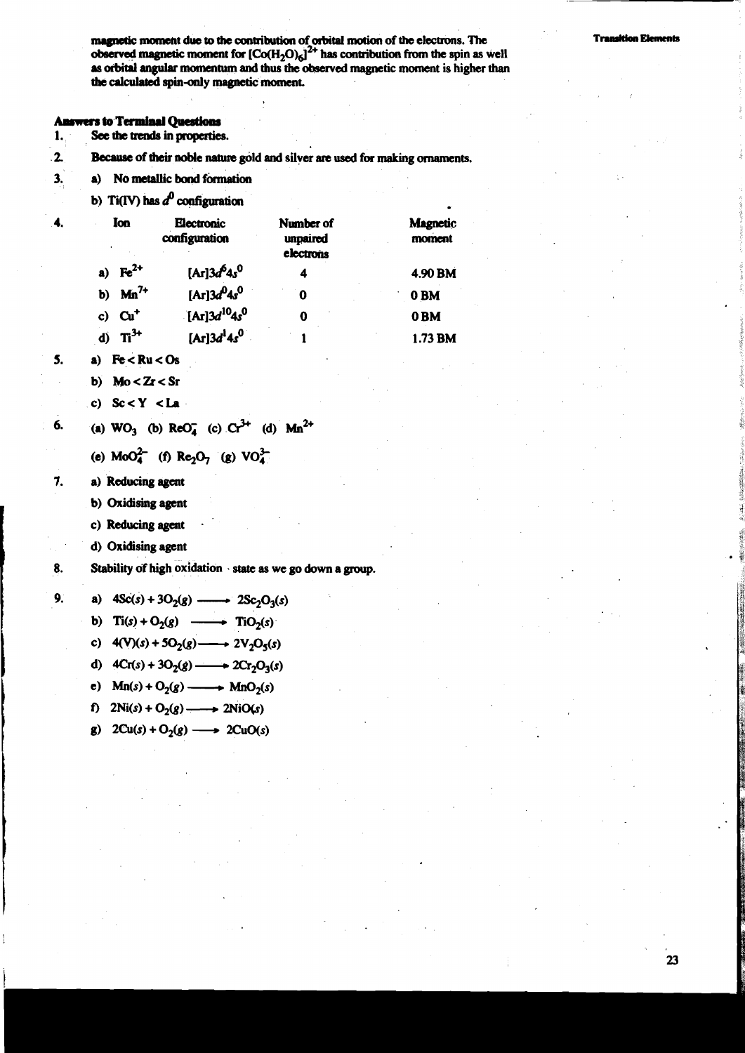magnetic moment due to the contribution of orbital motion of the electrons. The observed magnetic moment for $[Co(H_2O)_6]^{2+}$ has contribution from the spin as well as orbital angular momentum and thus the observed magnetic moment is higher than the calculated spin-only magnetic moment.

**Answers to Terminal Questions**

1. See the trends in properties.
2. Because of their noble nature gold and silver are used for making ornaments.
3. a) No metallic bond formation

   b) Ti(IV) has $d^0$ configuration
4. 

| Ion | Electronic configuration | Number of unpaired electrons | Magnetic moment |
|---|---|---|---|
| a) $Fe^{2+}$ | $[Ar]3d^6 4s^0$ | 4 | 4.90 BM |
| b) $Mn^{7+}$ | $[Ar]3d^0 4s^0$ | 0 | 0 BM |
| c) $Cu^+$ | $[Ar]3d^{10} 4s^0$ | 0 | 0 BM |
| d) $Ti^{3+}$ | $[Ar]3d^1 4s^0$ | 1 | 1.73 BM |

5. a) Fe < Ru < Os

   b) Mo < Zr < Sr

   c) Sc < Y < La
6. (a) $WO_3$ (b) $ReO_4^-$ (c) $Cr^{3+}$ (d) $Mn^{2+}$

   (e) $MoO_4^{2-}$ (f) $Re_2O_7$ (g) $VO_4^{3-}$
7. a) Reducing agent

   b) Oxidising agent

   c) Reducing agent

   d) Oxidising agent
8. Stability of high oxidation state as we go down a group.
9. a) $4Sc(s) + 3O_2(g) \longrightarrow 2Sc_2O_3(s)$

   b) $Ti(s) + O_2(g) \longrightarrow TiO_2(s)$

   c) $4(V)(s) + 5O_2(g) \longrightarrow 2V_2O_5(s)$

   d) $4Cr(s) + 3O_2(g) \longrightarrow 2Cr_2O_3(s)$

   e) $Mn(s) + O_2(g) \longrightarrow MnO_2(s)$

   f) $2Ni(s) + O_2(g) \longrightarrow 2NiO(s)$

   g) $2Cu(s) + O_2(g) \longrightarrow 2CuO(s)$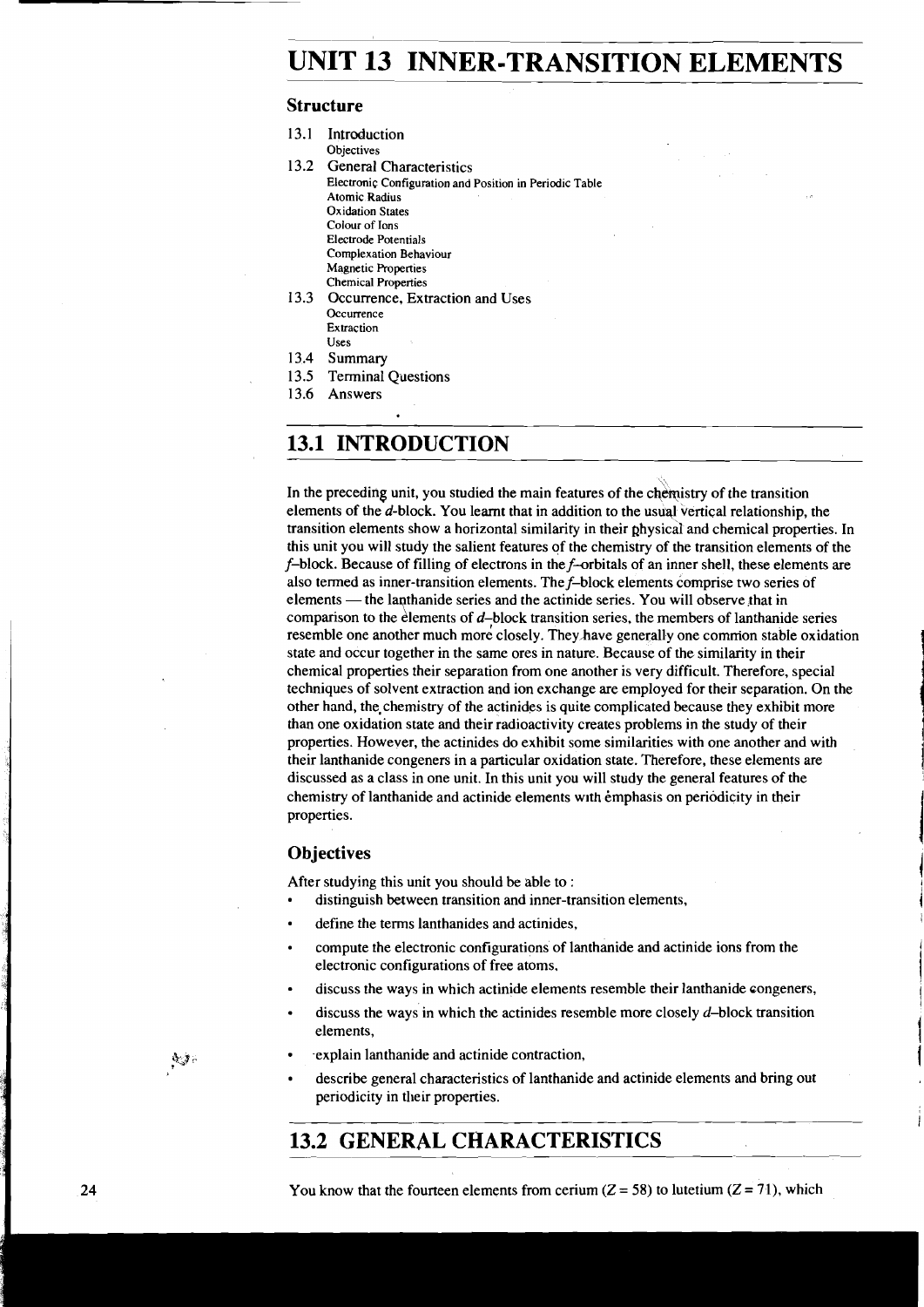# UNIT 13 INNER-TRANSITION ELEMENTS

## Structure

13.1 Introduction
- Objectives

13.2 General Characteristics
- Electronic Configuration and Position in Periodic Table
- Atomic Radius
- Oxidation States
- Colour of Ions
- Electrode Potentials
- Complexation Behaviour
- Magnetic Properties
- Chemical Properties

13.3 Occurrence, Extraction and Uses
- Occurrence
- Extraction
- Uses

13.4 Summary

13.5 Terminal Questions

13.6 Answers

## 13.1 INTRODUCTION

In the preceding unit, you studied the main features of the chemistry of the transition elements of the *d*-block. You learnt that in addition to the usual vertical relationship, the transition elements show a horizontal similarity in their physical and chemical properties. In this unit you will study the salient features of the chemistry of the transition elements of the *f*–block. Because of filling of electrons in the *f*–orbitals of an inner shell, these elements are also termed as inner-transition elements. The *f*–block elements comprise two series of elements — the lanthanide series and the actinide series. You will observe that in comparison to the elements of *d*–block transition series, the members of lanthanide series resemble one another much more closely. They have generally one common stable oxidation state and occur together in the same ores in nature. Because of the similarity in their chemical properties their separation from one another is very difficult. Therefore, special techniques of solvent extraction and ion exchange are employed for their separation. On the other hand, the chemistry of the actinides is quite complicated because they exhibit more than one oxidation state and their radioactivity creates problems in the study of their properties. However, the actinides do exhibit some similarities with one another and with their lanthanide congeners in a particular oxidation state. Therefore, these elements are discussed as a class in one unit. In this unit you will study the general features of the chemistry of lanthanide and actinide elements with emphasis on periodicity in their properties.

### Objectives

After studying this unit you should be able to :

- distinguish between transition and inner-transition elements,
- define the terms lanthanides and actinides,
- compute the electronic configurations of lanthanide and actinide ions from the electronic configurations of free atoms,
- discuss the ways in which actinide elements resemble their lanthanide congeners,
- discuss the ways in which the actinides resemble more closely *d*–block transition elements,
- explain lanthanide and actinide contraction,
- describe general characteristics of lanthanide and actinide elements and bring out periodicity in their properties.

## 13.2 GENERAL CHARACTERISTICS

You know that the fourteen elements from cerium ($Z = 58$) to lutetium ($Z = 71$), which